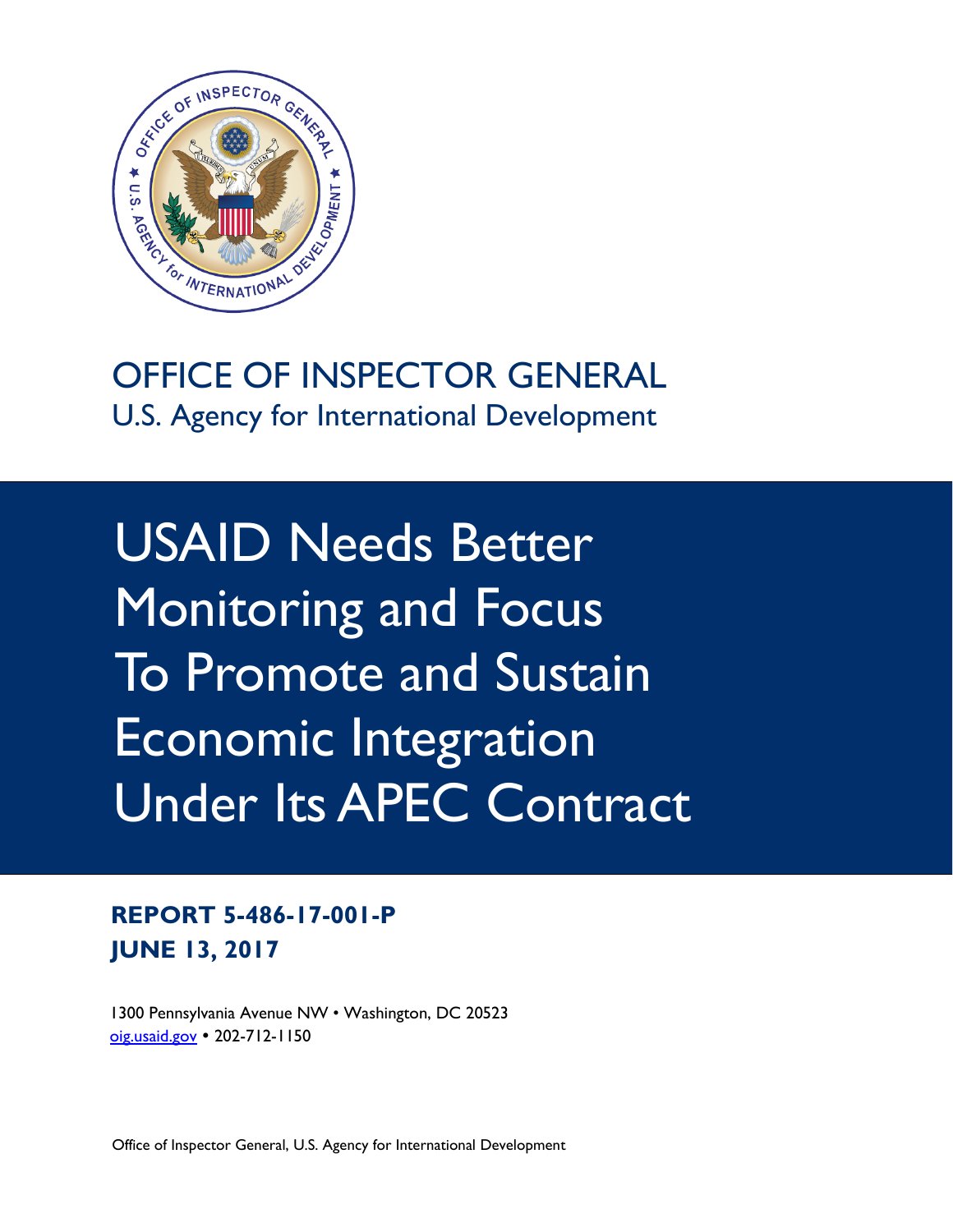# OFFICE OF INSPECTOR GENERAL

U.S. Agency for International Development

# USAID Needs Better Monitoring and Focus To Promote and Sustain Economic Integration Under Its APEC Contract

**REPORT 5-486-17-001-P**
**JUNE 13, 2017**

1300 Pennsylvania Avenue NW • Washington, DC 20523
oig.usaid.gov • 202-712-1150

Office of Inspector General, U.S. Agency for International Development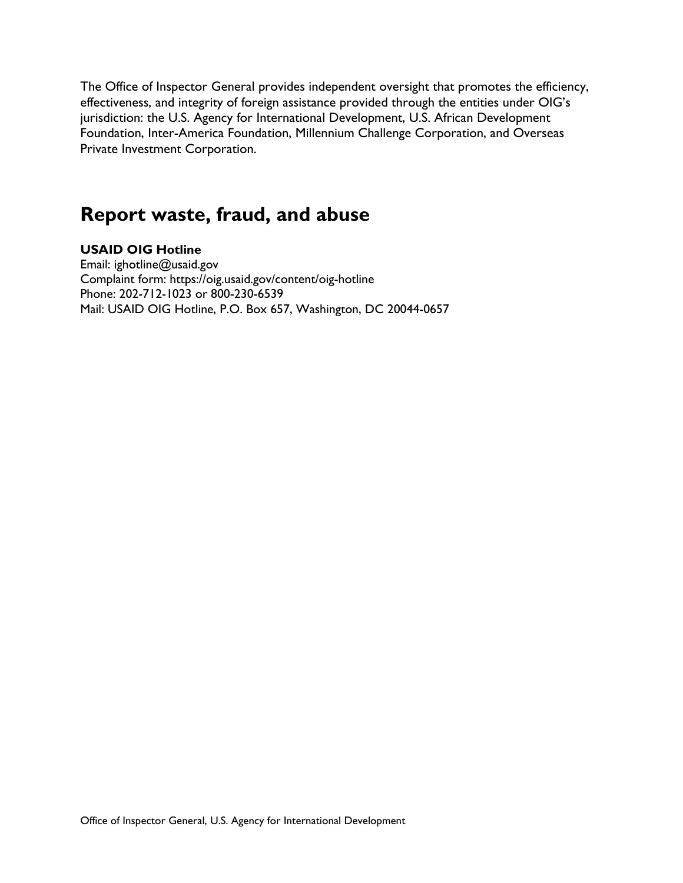The Office of Inspector General provides independent oversight that promotes the efficiency, effectiveness, and integrity of foreign assistance provided through the entities under OIG's jurisdiction: the U.S. Agency for International Development, U.S. African Development Foundation, Inter-America Foundation, Millennium Challenge Corporation, and Overseas Private Investment Corporation.

## Report waste, fraud, and abuse

**USAID OIG Hotline**
Email: ighotline@usaid.gov
Complaint form: https://oig.usaid.gov/content/oig-hotline
Phone: 202-712-1023 or 800-230-6539
Mail: USAID OIG Hotline, P.O. Box 657, Washington, DC 20044-0657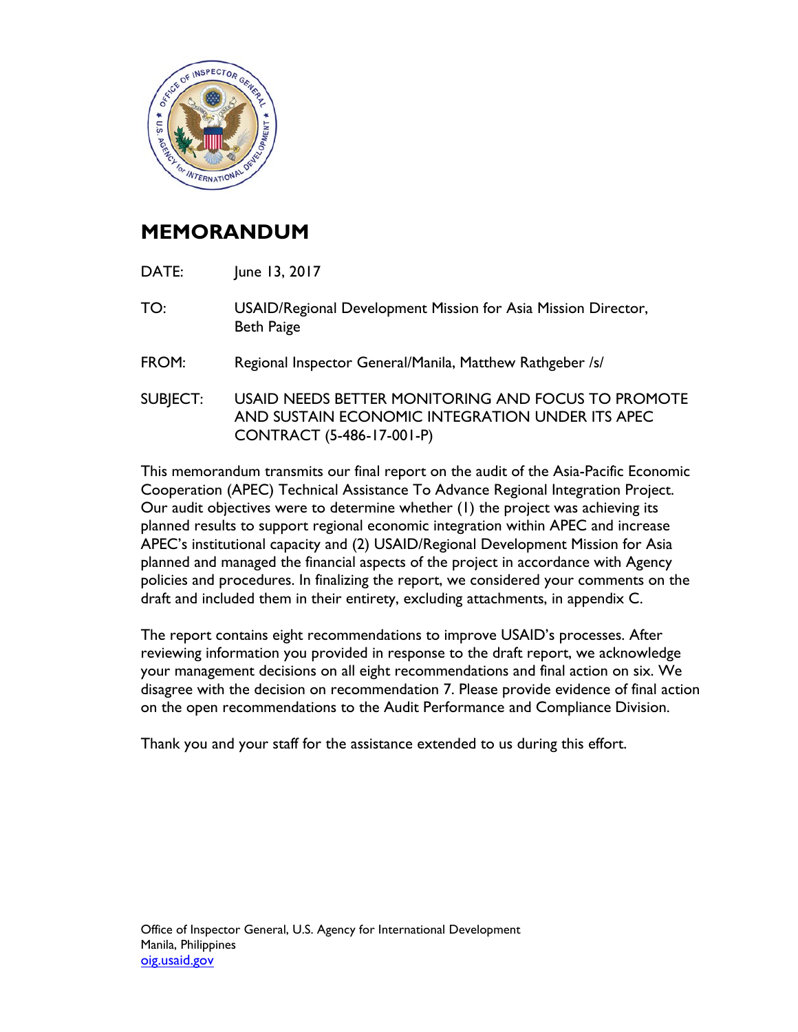# MEMORANDUM

DATE: June 13, 2017

TO: USAID/Regional Development Mission for Asia Mission Director, Beth Paige

FROM: Regional Inspector General/Manila, Matthew Rathgeber /s/

SUBJECT: USAID NEEDS BETTER MONITORING AND FOCUS TO PROMOTE AND SUSTAIN ECONOMIC INTEGRATION UNDER ITS APEC CONTRACT (5-486-17-001-P)

This memorandum transmits our final report on the audit of the Asia-Pacific Economic Cooperation (APEC) Technical Assistance To Advance Regional Integration Project. Our audit objectives were to determine whether (1) the project was achieving its planned results to support regional economic integration within APEC and increase APEC's institutional capacity and (2) USAID/Regional Development Mission for Asia planned and managed the financial aspects of the project in accordance with Agency policies and procedures. In finalizing the report, we considered your comments on the draft and included them in their entirety, excluding attachments, in appendix C.

The report contains eight recommendations to improve USAID's processes. After reviewing information you provided in response to the draft report, we acknowledge your management decisions on all eight recommendations and final action on six. We disagree with the decision on recommendation 7. Please provide evidence of final action on the open recommendations to the Audit Performance and Compliance Division.

Thank you and your staff for the assistance extended to us during this effort.

Office of Inspector General, U.S. Agency for International Development
Manila, Philippines
oig.usaid.gov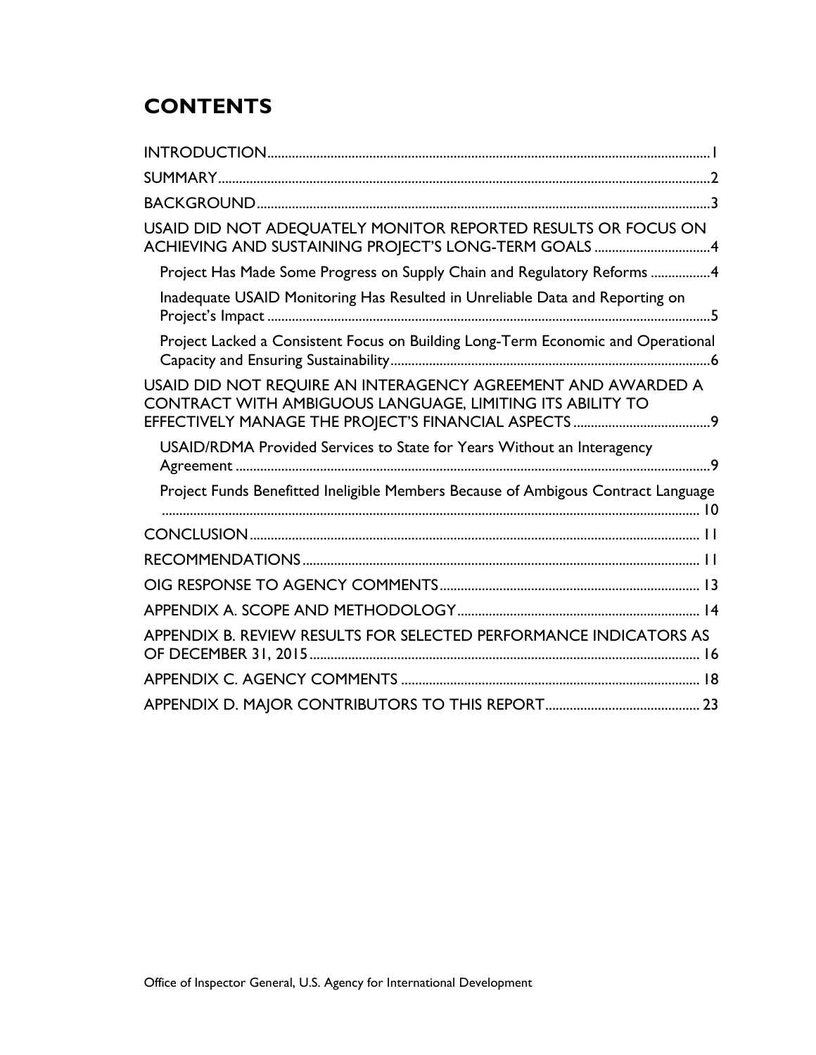# CONTENTS

INTRODUCTION.......................................................................................................................1

SUMMARY..............................................................................................................................2

BACKGROUND........................................................................................................................3

USAID DID NOT ADEQUATELY MONITOR REPORTED RESULTS OR FOCUS ON ACHIEVING AND SUSTAINING PROJECT'S LONG-TERM GOALS ..................................4

- Project Has Made Some Progress on Supply Chain and Regulatory Reforms ..................4
- Inadequate USAID Monitoring Has Resulted in Unreliable Data and Reporting on Project's Impact ..................................................................................................................5
- Project Lacked a Consistent Focus on Building Long-Term Economic and Operational Capacity and Ensuring Sustainability...............................................................................6

USAID DID NOT REQUIRE AN INTERAGENCY AGREEMENT AND AWARDED A CONTRACT WITH AMBIGUOUS LANGUAGE, LIMITING ITS ABILITY TO EFFECTIVELY MANAGE THE PROJECT'S FINANCIAL ASPECTS ........................................9

- USAID/RDMA Provided Services to State for Years Without an Interagency Agreement ..........................................................................................................................9
- Project Funds Benefitted Ineligible Members Because of Ambigous Contract Language ..........................................................................................................................10

CONCLUSION.......................................................................................................................11

RECOMMENDATIONS...........................................................................................................11

OIG RESPONSE TO AGENCY COMMENTS..........................................................................13

APPENDIX A. SCOPE AND METHODOLOGY........................................................................14

APPENDIX B. REVIEW RESULTS FOR SELECTED PERFORMANCE INDICATORS AS OF DECEMBER 31, 2015...............................................................................................16

APPENDIX C. AGENCY COMMENTS ...................................................................................18

APPENDIX D. MAJOR CONTRIBUTORS TO THIS REPORT................................................23

Office of Inspector General, U.S. Agency for International Development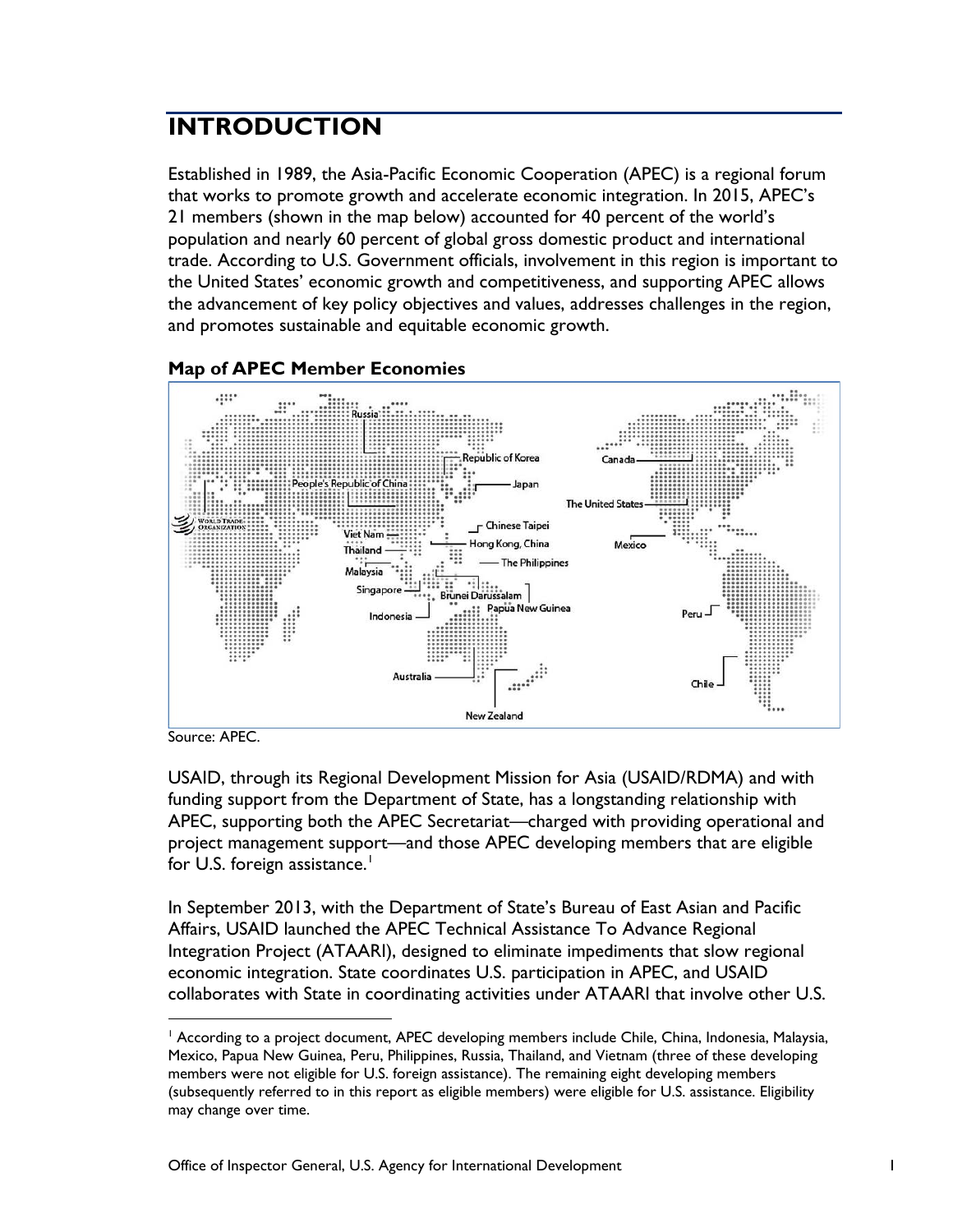# INTRODUCTION

Established in 1989, the Asia-Pacific Economic Cooperation (APEC) is a regional forum that works to promote growth and accelerate economic integration. In 2015, APEC's 21 members (shown in the map below) accounted for 40 percent of the world's population and nearly 60 percent of global gross domestic product and international trade. According to U.S. Government officials, involvement in this region is important to the United States' economic growth and competitiveness, and supporting APEC allows the advancement of key policy objectives and values, addresses challenges in the region, and promotes sustainable and equitable economic growth.

**Map of APEC Member Economies**

Source: APEC.

USAID, through its Regional Development Mission for Asia (USAID/RDMA) and with funding support from the Department of State, has a longstanding relationship with APEC, supporting both the APEC Secretariat—charged with providing operational and project management support—and those APEC developing members that are eligible for U.S. foreign assistance.[1]

In September 2013, with the Department of State's Bureau of East Asian and Pacific Affairs, USAID launched the APEC Technical Assistance To Advance Regional Integration Project (ATAARI), designed to eliminate impediments that slow regional economic integration. State coordinates U.S. participation in APEC, and USAID collaborates with State in coordinating activities under ATAARI that involve other U.S.

[1] According to a project document, APEC developing members include Chile, China, Indonesia, Malaysia, Mexico, Papua New Guinea, Peru, Philippines, Russia, Thailand, and Vietnam (three of these developing members were not eligible for U.S. foreign assistance). The remaining eight developing members (subsequently referred to in this report as eligible members) were eligible for U.S. assistance. Eligibility may change over time.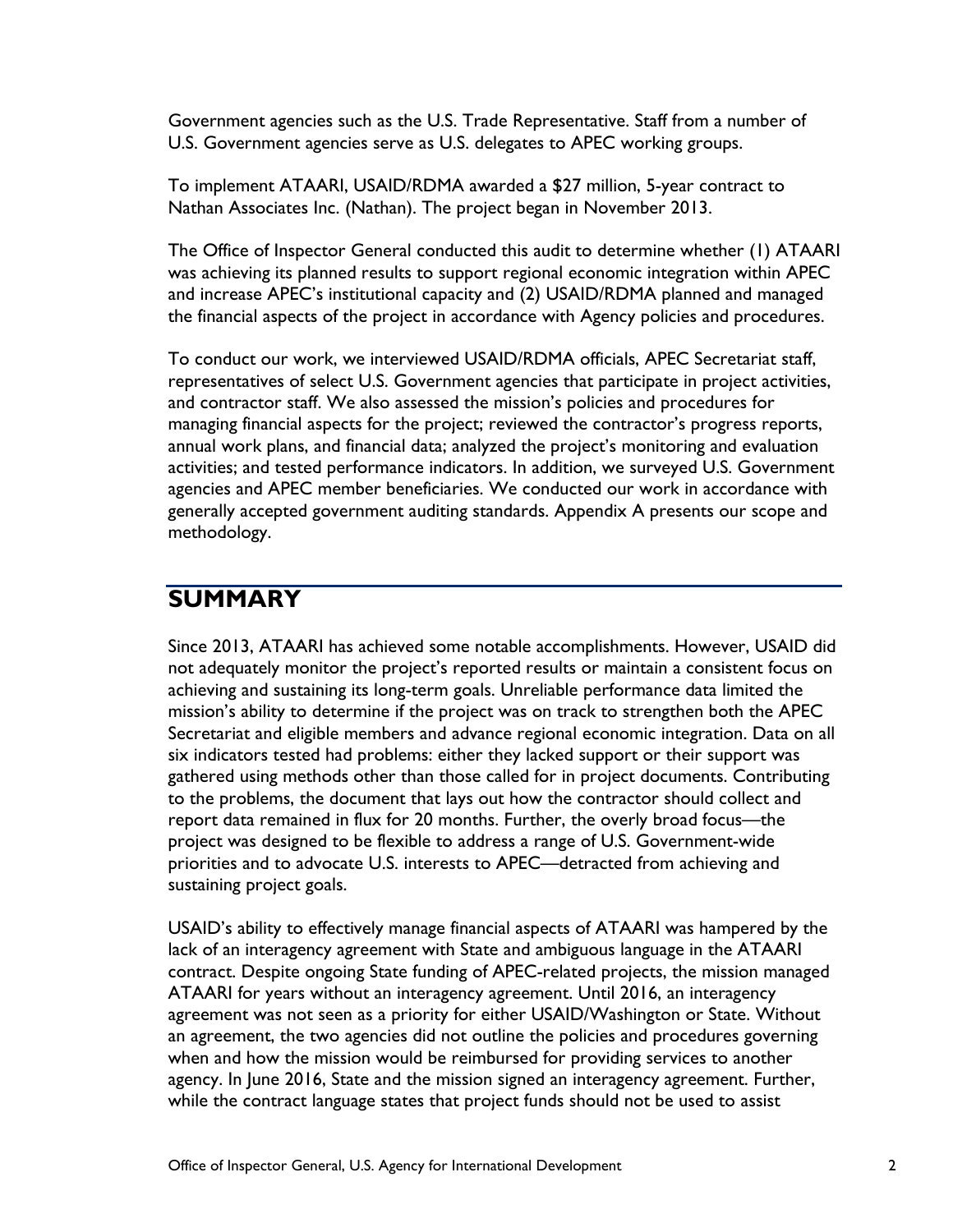Government agencies such as the U.S. Trade Representative. Staff from a number of U.S. Government agencies serve as U.S. delegates to APEC working groups.

To implement ATAARI, USAID/RDMA awarded a $27 million, 5-year contract to Nathan Associates Inc. (Nathan). The project began in November 2013.

The Office of Inspector General conducted this audit to determine whether (1) ATAARI was achieving its planned results to support regional economic integration within APEC and increase APEC's institutional capacity and (2) USAID/RDMA planned and managed the financial aspects of the project in accordance with Agency policies and procedures.

To conduct our work, we interviewed USAID/RDMA officials, APEC Secretariat staff, representatives of select U.S. Government agencies that participate in project activities, and contractor staff. We also assessed the mission's policies and procedures for managing financial aspects for the project; reviewed the contractor's progress reports, annual work plans, and financial data; analyzed the project's monitoring and evaluation activities; and tested performance indicators. In addition, we surveyed U.S. Government agencies and APEC member beneficiaries. We conducted our work in accordance with generally accepted government auditing standards. Appendix A presents our scope and methodology.

## SUMMARY

Since 2013, ATAARI has achieved some notable accomplishments. However, USAID did not adequately monitor the project's reported results or maintain a consistent focus on achieving and sustaining its long-term goals. Unreliable performance data limited the mission's ability to determine if the project was on track to strengthen both the APEC Secretariat and eligible members and advance regional economic integration. Data on all six indicators tested had problems: either they lacked support or their support was gathered using methods other than those called for in project documents. Contributing to the problems, the document that lays out how the contractor should collect and report data remained in flux for 20 months. Further, the overly broad focus—the project was designed to be flexible to address a range of U.S. Government-wide priorities and to advocate U.S. interests to APEC—detracted from achieving and sustaining project goals.

USAID's ability to effectively manage financial aspects of ATAARI was hampered by the lack of an interagency agreement with State and ambiguous language in the ATAARI contract. Despite ongoing State funding of APEC-related projects, the mission managed ATAARI for years without an interagency agreement. Until 2016, an interagency agreement was not seen as a priority for either USAID/Washington or State. Without an agreement, the two agencies did not outline the policies and procedures governing when and how the mission would be reimbursed for providing services to another agency. In June 2016, State and the mission signed an interagency agreement. Further, while the contract language states that project funds should not be used to assist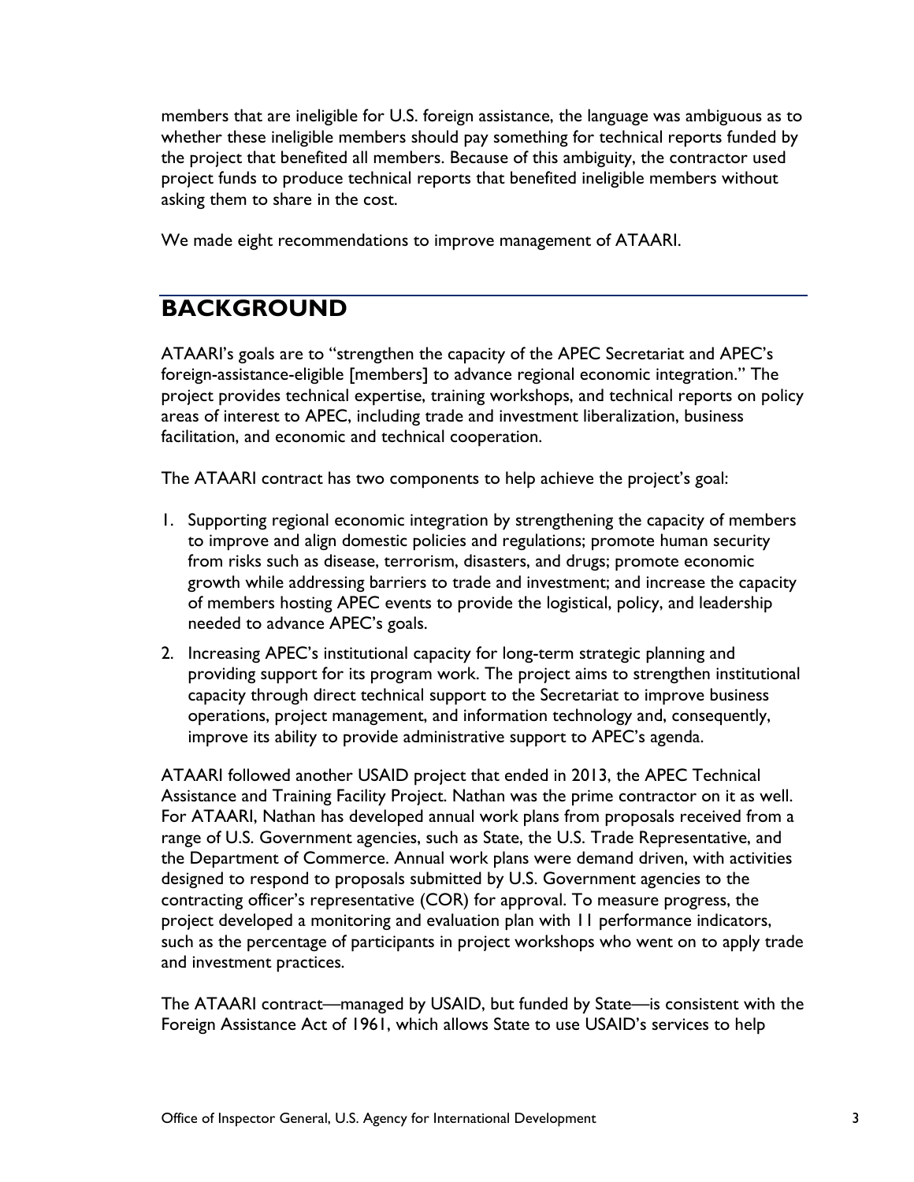members that are ineligible for U.S. foreign assistance, the language was ambiguous as to whether these ineligible members should pay something for technical reports funded by the project that benefited all members. Because of this ambiguity, the contractor used project funds to produce technical reports that benefited ineligible members without asking them to share in the cost.

We made eight recommendations to improve management of ATAARI.

## BACKGROUND

ATAARI's goals are to "strengthen the capacity of the APEC Secretariat and APEC's foreign-assistance-eligible [members] to advance regional economic integration." The project provides technical expertise, training workshops, and technical reports on policy areas of interest to APEC, including trade and investment liberalization, business facilitation, and economic and technical cooperation.

The ATAARI contract has two components to help achieve the project's goal:

1. Supporting regional economic integration by strengthening the capacity of members to improve and align domestic policies and regulations; promote human security from risks such as disease, terrorism, disasters, and drugs; promote economic growth while addressing barriers to trade and investment; and increase the capacity of members hosting APEC events to provide the logistical, policy, and leadership needed to advance APEC's goals.
2. Increasing APEC's institutional capacity for long-term strategic planning and providing support for its program work. The project aims to strengthen institutional capacity through direct technical support to the Secretariat to improve business operations, project management, and information technology and, consequently, improve its ability to provide administrative support to APEC's agenda.

ATAARI followed another USAID project that ended in 2013, the APEC Technical Assistance and Training Facility Project. Nathan was the prime contractor on it as well. For ATAARI, Nathan has developed annual work plans from proposals received from a range of U.S. Government agencies, such as State, the U.S. Trade Representative, and the Department of Commerce. Annual work plans were demand driven, with activities designed to respond to proposals submitted by U.S. Government agencies to the contracting officer's representative (COR) for approval. To measure progress, the project developed a monitoring and evaluation plan with 11 performance indicators, such as the percentage of participants in project workshops who went on to apply trade and investment practices.

The ATAARI contract—managed by USAID, but funded by State—is consistent with the Foreign Assistance Act of 1961, which allows State to use USAID's services to help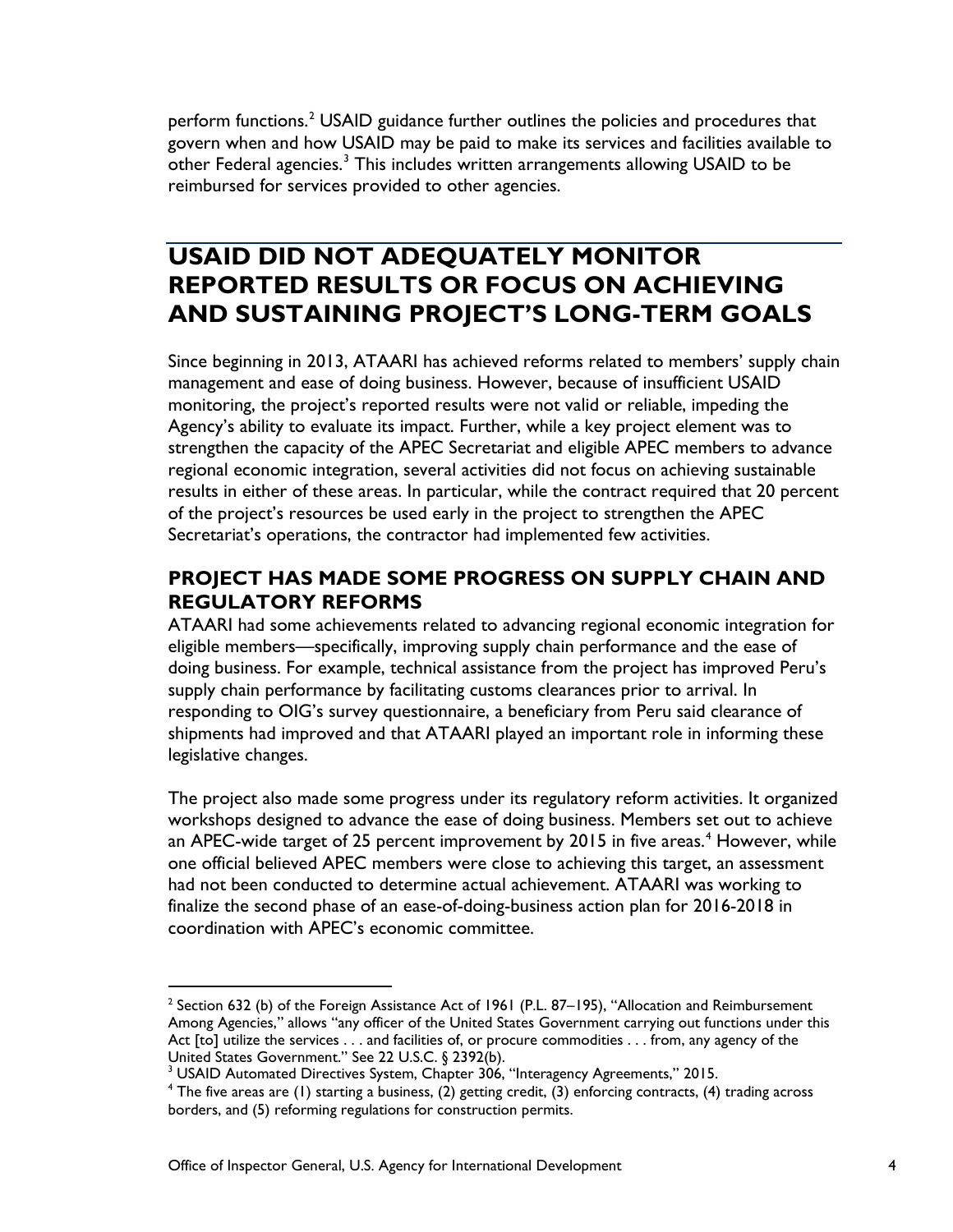perform functions.[2] USAID guidance further outlines the policies and procedures that govern when and how USAID may be paid to make its services and facilities available to other Federal agencies.[3] This includes written arrangements allowing USAID to be reimbursed for services provided to other agencies.

## USAID DID NOT ADEQUATELY MONITOR REPORTED RESULTS OR FOCUS ON ACHIEVING AND SUSTAINING PROJECT'S LONG-TERM GOALS

Since beginning in 2013, ATAARI has achieved reforms related to members' supply chain management and ease of doing business. However, because of insufficient USAID monitoring, the project's reported results were not valid or reliable, impeding the Agency's ability to evaluate its impact. Further, while a key project element was to strengthen the capacity of the APEC Secretariat and eligible APEC members to advance regional economic integration, several activities did not focus on achieving sustainable results in either of these areas. In particular, while the contract required that 20 percent of the project's resources be used early in the project to strengthen the APEC Secretariat's operations, the contractor had implemented few activities.

### PROJECT HAS MADE SOME PROGRESS ON SUPPLY CHAIN AND REGULATORY REFORMS

ATAARI had some achievements related to advancing regional economic integration for eligible members—specifically, improving supply chain performance and the ease of doing business. For example, technical assistance from the project has improved Peru's supply chain performance by facilitating customs clearances prior to arrival. In responding to OIG's survey questionnaire, a beneficiary from Peru said clearance of shipments had improved and that ATAARI played an important role in informing these legislative changes.

The project also made some progress under its regulatory reform activities. It organized workshops designed to advance the ease of doing business. Members set out to achieve an APEC-wide target of 25 percent improvement by 2015 in five areas.[4] However, while one official believed APEC members were close to achieving this target, an assessment had not been conducted to determine actual achievement. ATAARI was working to finalize the second phase of an ease-of-doing-business action plan for 2016-2018 in coordination with APEC's economic committee.

---

[2] Section 632 (b) of the Foreign Assistance Act of 1961 (P.L. 87–195), "Allocation and Reimbursement Among Agencies," allows "any officer of the United States Government carrying out functions under this Act [to] utilize the services . . . and facilities of, or procure commodities . . . from, any agency of the United States Government." See 22 U.S.C. § 2392(b).

[3] USAID Automated Directives System, Chapter 306, "Interagency Agreements," 2015.

[4] The five areas are (1) starting a business, (2) getting credit, (3) enforcing contracts, (4) trading across borders, and (5) reforming regulations for construction permits.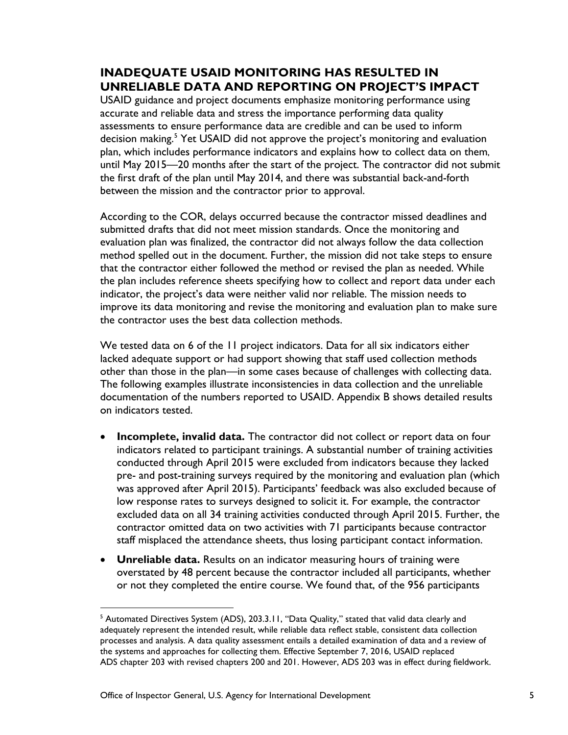## INADEQUATE USAID MONITORING HAS RESULTED IN UNRELIABLE DATA AND REPORTING ON PROJECT'S IMPACT

USAID guidance and project documents emphasize monitoring performance using accurate and reliable data and stress the importance performing data quality assessments to ensure performance data are credible and can be used to inform decision making.[5] Yet USAID did not approve the project's monitoring and evaluation plan, which includes performance indicators and explains how to collect data on them, until May 2015—20 months after the start of the project. The contractor did not submit the first draft of the plan until May 2014, and there was substantial back-and-forth between the mission and the contractor prior to approval.

According to the COR, delays occurred because the contractor missed deadlines and submitted drafts that did not meet mission standards. Once the monitoring and evaluation plan was finalized, the contractor did not always follow the data collection method spelled out in the document. Further, the mission did not take steps to ensure that the contractor either followed the method or revised the plan as needed. While the plan includes reference sheets specifying how to collect and report data under each indicator, the project's data were neither valid nor reliable. The mission needs to improve its data monitoring and revise the monitoring and evaluation plan to make sure the contractor uses the best data collection methods.

We tested data on 6 of the 11 project indicators. Data for all six indicators either lacked adequate support or had support showing that staff used collection methods other than those in the plan—in some cases because of challenges with collecting data. The following examples illustrate inconsistencies in data collection and the unreliable documentation of the numbers reported to USAID. Appendix B shows detailed results on indicators tested.

- **Incomplete, invalid data.** The contractor did not collect or report data on four indicators related to participant trainings. A substantial number of training activities conducted through April 2015 were excluded from indicators because they lacked pre- and post-training surveys required by the monitoring and evaluation plan (which was approved after April 2015). Participants' feedback was also excluded because of low response rates to surveys designed to solicit it. For example, the contractor excluded data on all 34 training activities conducted through April 2015. Further, the contractor omitted data on two activities with 71 participants because contractor staff misplaced the attendance sheets, thus losing participant contact information.
- **Unreliable data.** Results on an indicator measuring hours of training were overstated by 48 percent because the contractor included all participants, whether or not they completed the entire course. We found that, of the 956 participants

[5] Automated Directives System (ADS), 203.3.11, "Data Quality," stated that valid data clearly and adequately represent the intended result, while reliable data reflect stable, consistent data collection processes and analysis. A data quality assessment entails a detailed examination of data and a review of the systems and approaches for collecting them. Effective September 7, 2016, USAID replaced ADS chapter 203 with revised chapters 200 and 201. However, ADS 203 was in effect during fieldwork.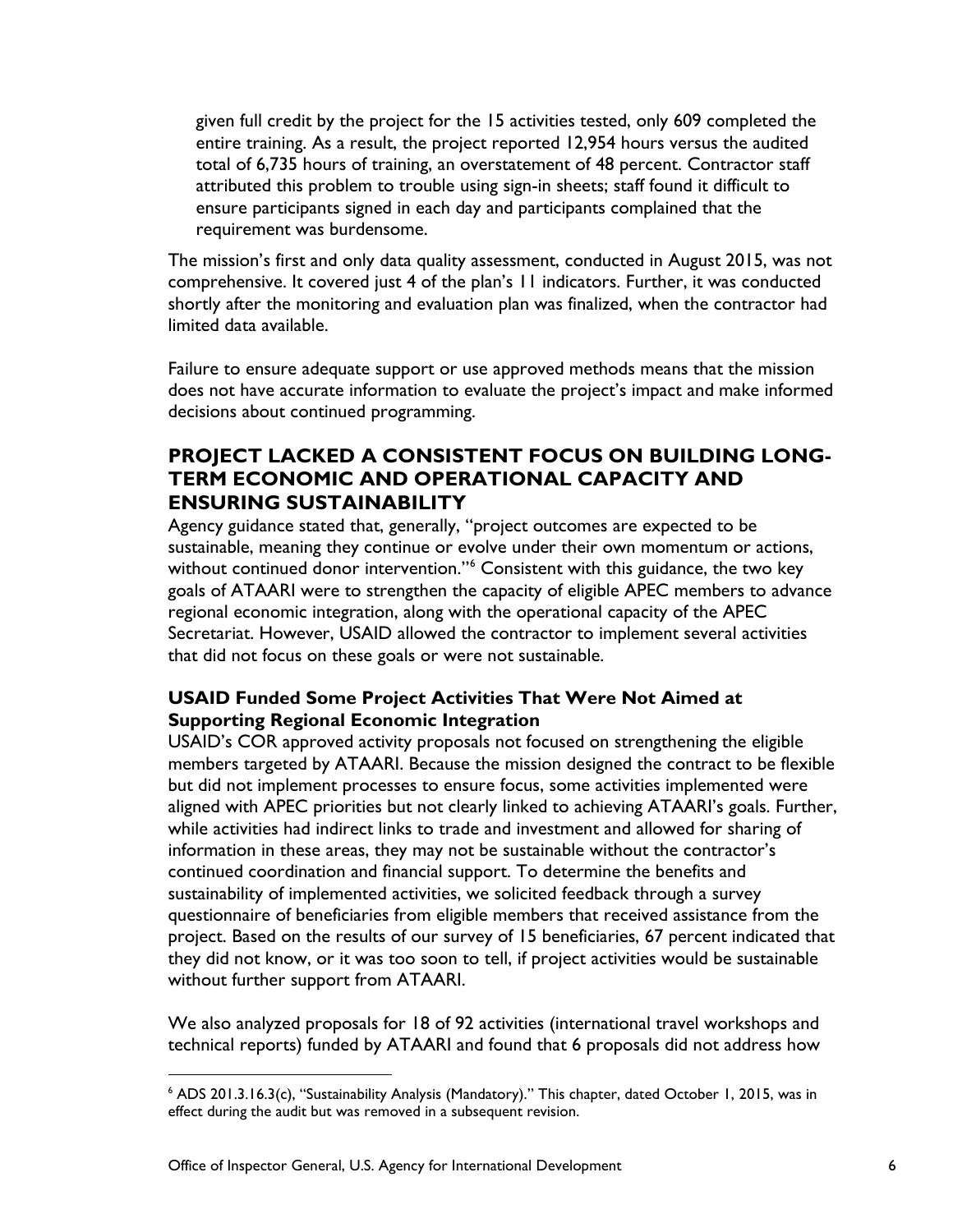given full credit by the project for the 15 activities tested, only 609 completed the entire training. As a result, the project reported 12,954 hours versus the audited total of 6,735 hours of training, an overstatement of 48 percent. Contractor staff attributed this problem to trouble using sign-in sheets; staff found it difficult to ensure participants signed in each day and participants complained that the requirement was burdensome.

The mission's first and only data quality assessment, conducted in August 2015, was not comprehensive. It covered just 4 of the plan's 11 indicators. Further, it was conducted shortly after the monitoring and evaluation plan was finalized, when the contractor had limited data available.

Failure to ensure adequate support or use approved methods means that the mission does not have accurate information to evaluate the project's impact and make informed decisions about continued programming.

## PROJECT LACKED A CONSISTENT FOCUS ON BUILDING LONG-TERM ECONOMIC AND OPERATIONAL CAPACITY AND ENSURING SUSTAINABILITY

Agency guidance stated that, generally, "project outcomes are expected to be sustainable, meaning they continue or evolve under their own momentum or actions, without continued donor intervention."[6] Consistent with this guidance, the two key goals of ATAARI were to strengthen the capacity of eligible APEC members to advance regional economic integration, along with the operational capacity of the APEC Secretariat. However, USAID allowed the contractor to implement several activities that did not focus on these goals or were not sustainable.

### USAID Funded Some Project Activities That Were Not Aimed at Supporting Regional Economic Integration

USAID's COR approved activity proposals not focused on strengthening the eligible members targeted by ATAARI. Because the mission designed the contract to be flexible but did not implement processes to ensure focus, some activities implemented were aligned with APEC priorities but not clearly linked to achieving ATAARI's goals. Further, while activities had indirect links to trade and investment and allowed for sharing of information in these areas, they may not be sustainable without the contractor's continued coordination and financial support. To determine the benefits and sustainability of implemented activities, we solicited feedback through a survey questionnaire of beneficiaries from eligible members that received assistance from the project. Based on the results of our survey of 15 beneficiaries, 67 percent indicated that they did not know, or it was too soon to tell, if project activities would be sustainable without further support from ATAARI.

We also analyzed proposals for 18 of 92 activities (international travel workshops and technical reports) funded by ATAARI and found that 6 proposals did not address how

[6] ADS 201.3.16.3(c), "Sustainability Analysis (Mandatory)." This chapter, dated October 1, 2015, was in effect during the audit but was removed in a subsequent revision.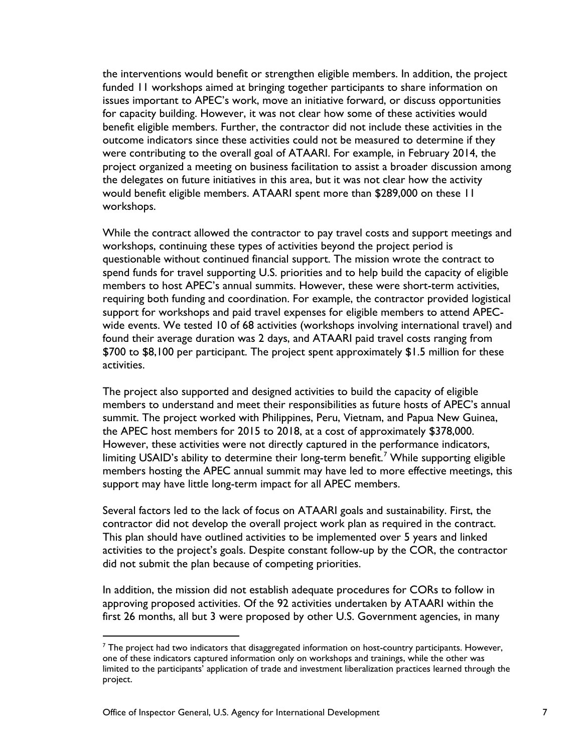the interventions would benefit or strengthen eligible members. In addition, the project funded 11 workshops aimed at bringing together participants to share information on issues important to APEC's work, move an initiative forward, or discuss opportunities for capacity building. However, it was not clear how some of these activities would benefit eligible members. Further, the contractor did not include these activities in the outcome indicators since these activities could not be measured to determine if they were contributing to the overall goal of ATAARI. For example, in February 2014, the project organized a meeting on business facilitation to assist a broader discussion among the delegates on future initiatives in this area, but it was not clear how the activity would benefit eligible members. ATAARI spent more than $289,000 on these 11 workshops.

While the contract allowed the contractor to pay travel costs and support meetings and workshops, continuing these types of activities beyond the project period is questionable without continued financial support. The mission wrote the contract to spend funds for travel supporting U.S. priorities and to help build the capacity of eligible members to host APEC's annual summits. However, these were short-term activities, requiring both funding and coordination. For example, the contractor provided logistical support for workshops and paid travel expenses for eligible members to attend APEC-wide events. We tested 10 of 68 activities (workshops involving international travel) and found their average duration was 2 days, and ATAARI paid travel costs ranging from $700 to $8,100 per participant. The project spent approximately $1.5 million for these activities.

The project also supported and designed activities to build the capacity of eligible members to understand and meet their responsibilities as future hosts of APEC's annual summit. The project worked with Philippines, Peru, Vietnam, and Papua New Guinea, the APEC host members for 2015 to 2018, at a cost of approximately $378,000. However, these activities were not directly captured in the performance indicators, limiting USAID's ability to determine their long-term benefit.[7] While supporting eligible members hosting the APEC annual summit may have led to more effective meetings, this support may have little long-term impact for all APEC members.

Several factors led to the lack of focus on ATAARI goals and sustainability. First, the contractor did not develop the overall project work plan as required in the contract. This plan should have outlined activities to be implemented over 5 years and linked activities to the project's goals. Despite constant follow-up by the COR, the contractor did not submit the plan because of competing priorities.

In addition, the mission did not establish adequate procedures for CORs to follow in approving proposed activities. Of the 92 activities undertaken by ATAARI within the first 26 months, all but 3 were proposed by other U.S. Government agencies, in many

[7] The project had two indicators that disaggregated information on host-country participants. However, one of these indicators captured information only on workshops and trainings, while the other was limited to the participants' application of trade and investment liberalization practices learned through the project.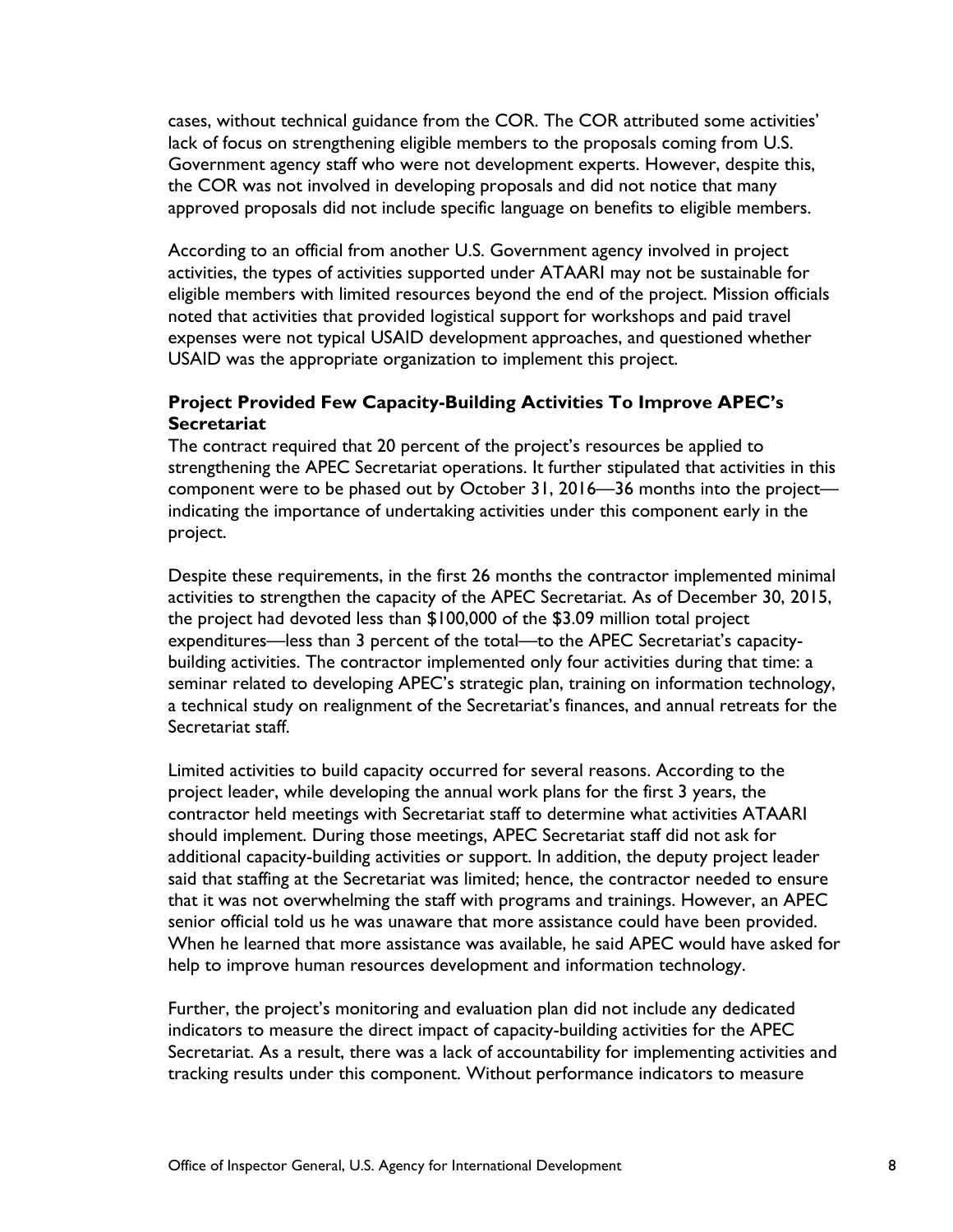cases, without technical guidance from the COR. The COR attributed some activities' lack of focus on strengthening eligible members to the proposals coming from U.S. Government agency staff who were not development experts. However, despite this, the COR was not involved in developing proposals and did not notice that many approved proposals did not include specific language on benefits to eligible members.

According to an official from another U.S. Government agency involved in project activities, the types of activities supported under ATAARI may not be sustainable for eligible members with limited resources beyond the end of the project. Mission officials noted that activities that provided logistical support for workshops and paid travel expenses were not typical USAID development approaches, and questioned whether USAID was the appropriate organization to implement this project.

### Project Provided Few Capacity-Building Activities To Improve APEC's Secretariat

The contract required that 20 percent of the project's resources be applied to strengthening the APEC Secretariat operations. It further stipulated that activities in this component were to be phased out by October 31, 2016—36 months into the project—indicating the importance of undertaking activities under this component early in the project.

Despite these requirements, in the first 26 months the contractor implemented minimal activities to strengthen the capacity of the APEC Secretariat. As of December 30, 2015, the project had devoted less than $100,000 of the $3.09 million total project expenditures—less than 3 percent of the total—to the APEC Secretariat's capacity-building activities. The contractor implemented only four activities during that time: a seminar related to developing APEC's strategic plan, training on information technology, a technical study on realignment of the Secretariat's finances, and annual retreats for the Secretariat staff.

Limited activities to build capacity occurred for several reasons. According to the project leader, while developing the annual work plans for the first 3 years, the contractor held meetings with Secretariat staff to determine what activities ATAARI should implement. During those meetings, APEC Secretariat staff did not ask for additional capacity-building activities or support. In addition, the deputy project leader said that staffing at the Secretariat was limited; hence, the contractor needed to ensure that it was not overwhelming the staff with programs and trainings. However, an APEC senior official told us he was unaware that more assistance could have been provided. When he learned that more assistance was available, he said APEC would have asked for help to improve human resources development and information technology.

Further, the project's monitoring and evaluation plan did not include any dedicated indicators to measure the direct impact of capacity-building activities for the APEC Secretariat. As a result, there was a lack of accountability for implementing activities and tracking results under this component. Without performance indicators to measure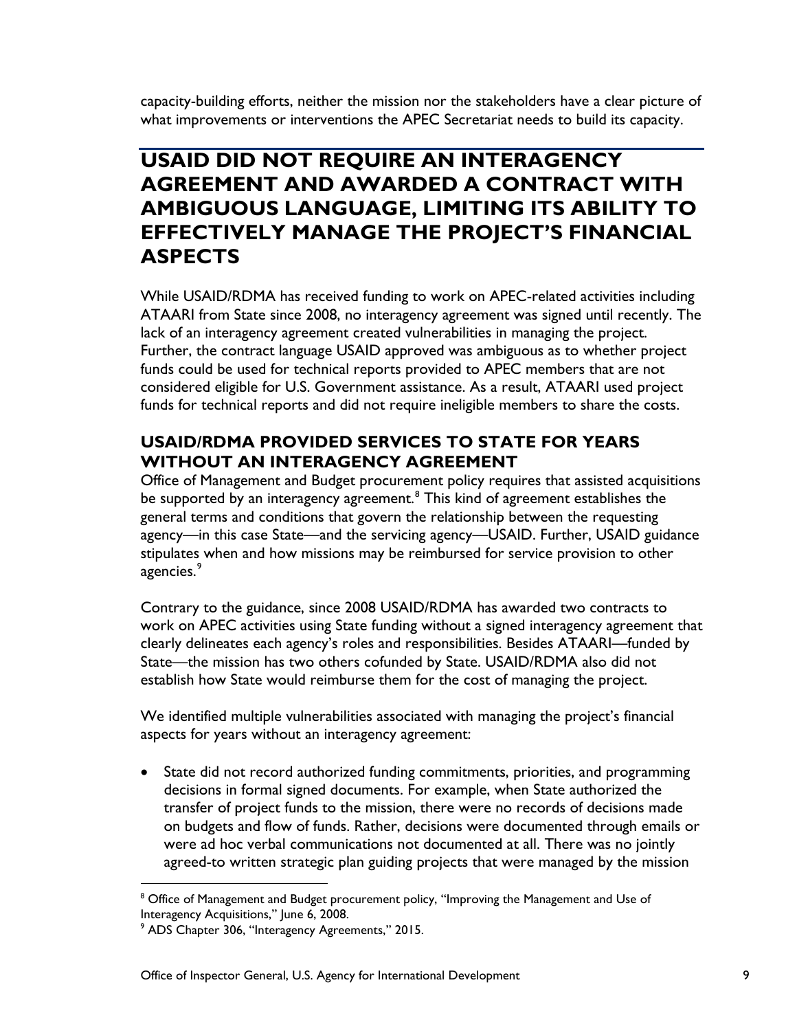capacity-building efforts, neither the mission nor the stakeholders have a clear picture of what improvements or interventions the APEC Secretariat needs to build its capacity.

# USAID DID NOT REQUIRE AN INTERAGENCY AGREEMENT AND AWARDED A CONTRACT WITH AMBIGUOUS LANGUAGE, LIMITING ITS ABILITY TO EFFECTIVELY MANAGE THE PROJECT'S FINANCIAL ASPECTS

While USAID/RDMA has received funding to work on APEC-related activities including ATAARI from State since 2008, no interagency agreement was signed until recently. The lack of an interagency agreement created vulnerabilities in managing the project. Further, the contract language USAID approved was ambiguous as to whether project funds could be used for technical reports provided to APEC members that are not considered eligible for U.S. Government assistance. As a result, ATAARI used project funds for technical reports and did not require ineligible members to share the costs.

## USAID/RDMA PROVIDED SERVICES TO STATE FOR YEARS WITHOUT AN INTERAGENCY AGREEMENT

Office of Management and Budget procurement policy requires that assisted acquisitions be supported by an interagency agreement.[8] This kind of agreement establishes the general terms and conditions that govern the relationship between the requesting agency—in this case State—and the servicing agency—USAID. Further, USAID guidance stipulates when and how missions may be reimbursed for service provision to other agencies.[9]

Contrary to the guidance, since 2008 USAID/RDMA has awarded two contracts to work on APEC activities using State funding without a signed interagency agreement that clearly delineates each agency's roles and responsibilities. Besides ATAARI—funded by State—the mission has two others cofunded by State. USAID/RDMA also did not establish how State would reimburse them for the cost of managing the project.

We identified multiple vulnerabilities associated with managing the project's financial aspects for years without an interagency agreement:

- State did not record authorized funding commitments, priorities, and programming decisions in formal signed documents. For example, when State authorized the transfer of project funds to the mission, there were no records of decisions made on budgets and flow of funds. Rather, decisions were documented through emails or were ad hoc verbal communications not documented at all. There was no jointly agreed-to written strategic plan guiding projects that were managed by the mission

[8] Office of Management and Budget procurement policy, "Improving the Management and Use of Interagency Acquisitions," June 6, 2008.

[9] ADS Chapter 306, "Interagency Agreements," 2015.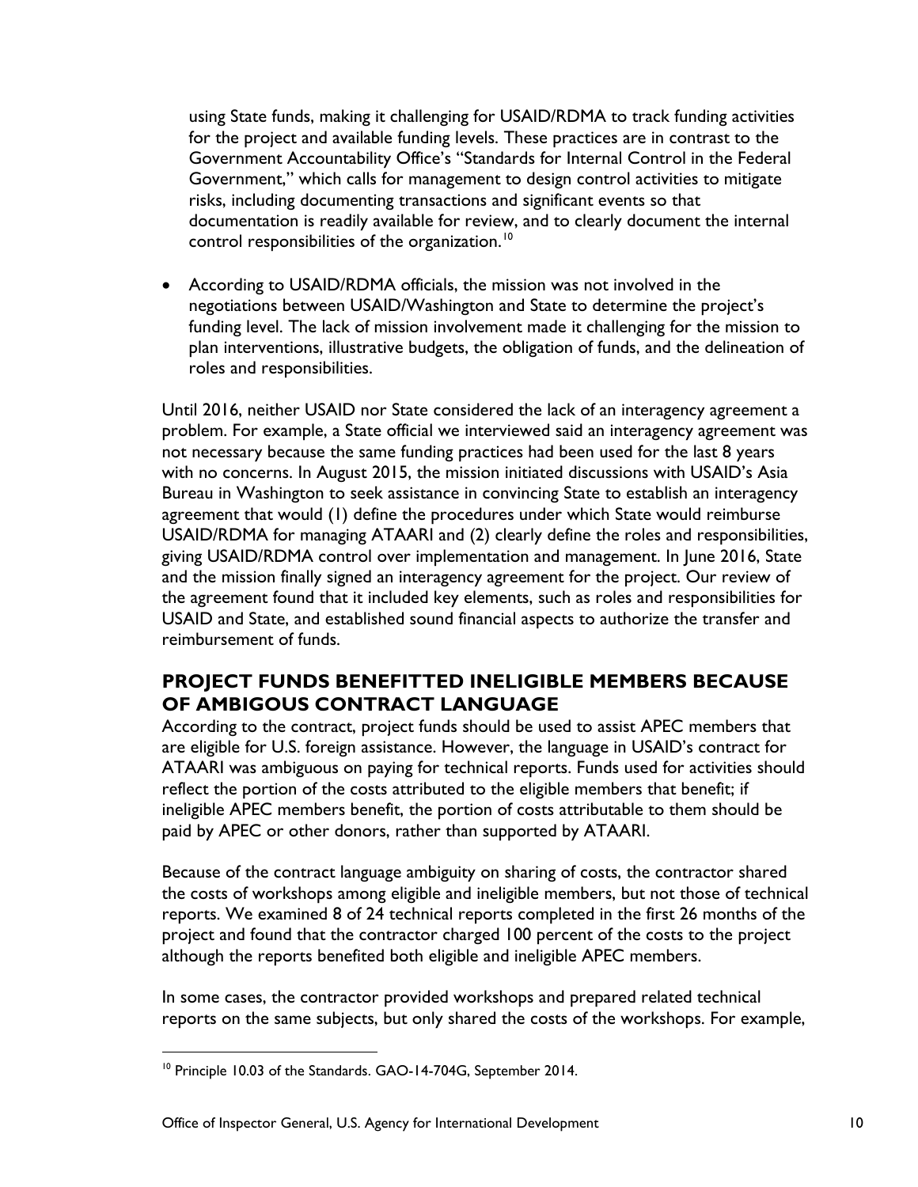using State funds, making it challenging for USAID/RDMA to track funding activities for the project and available funding levels. These practices are in contrast to the Government Accountability Office's "Standards for Internal Control in the Federal Government," which calls for management to design control activities to mitigate risks, including documenting transactions and significant events so that documentation is readily available for review, and to clearly document the internal control responsibilities of the organization.[10]

- According to USAID/RDMA officials, the mission was not involved in the negotiations between USAID/Washington and State to determine the project's funding level. The lack of mission involvement made it challenging for the mission to plan interventions, illustrative budgets, the obligation of funds, and the delineation of roles and responsibilities.

Until 2016, neither USAID nor State considered the lack of an interagency agreement a problem. For example, a State official we interviewed said an interagency agreement was not necessary because the same funding practices had been used for the last 8 years with no concerns. In August 2015, the mission initiated discussions with USAID's Asia Bureau in Washington to seek assistance in convincing State to establish an interagency agreement that would (1) define the procedures under which State would reimburse USAID/RDMA for managing ATAARI and (2) clearly define the roles and responsibilities, giving USAID/RDMA control over implementation and management. In June 2016, State and the mission finally signed an interagency agreement for the project. Our review of the agreement found that it included key elements, such as roles and responsibilities for USAID and State, and established sound financial aspects to authorize the transfer and reimbursement of funds.

## PROJECT FUNDS BENEFITTED INELIGIBLE MEMBERS BECAUSE OF AMBIGOUS CONTRACT LANGUAGE

According to the contract, project funds should be used to assist APEC members that are eligible for U.S. foreign assistance. However, the language in USAID's contract for ATAARI was ambiguous on paying for technical reports. Funds used for activities should reflect the portion of the costs attributed to the eligible members that benefit; if ineligible APEC members benefit, the portion of costs attributable to them should be paid by APEC or other donors, rather than supported by ATAARI.

Because of the contract language ambiguity on sharing of costs, the contractor shared the costs of workshops among eligible and ineligible members, but not those of technical reports. We examined 8 of 24 technical reports completed in the first 26 months of the project and found that the contractor charged 100 percent of the costs to the project although the reports benefited both eligible and ineligible APEC members.

In some cases, the contractor provided workshops and prepared related technical reports on the same subjects, but only shared the costs of the workshops. For example,

[10] Principle 10.03 of the Standards. GAO-14-704G, September 2014.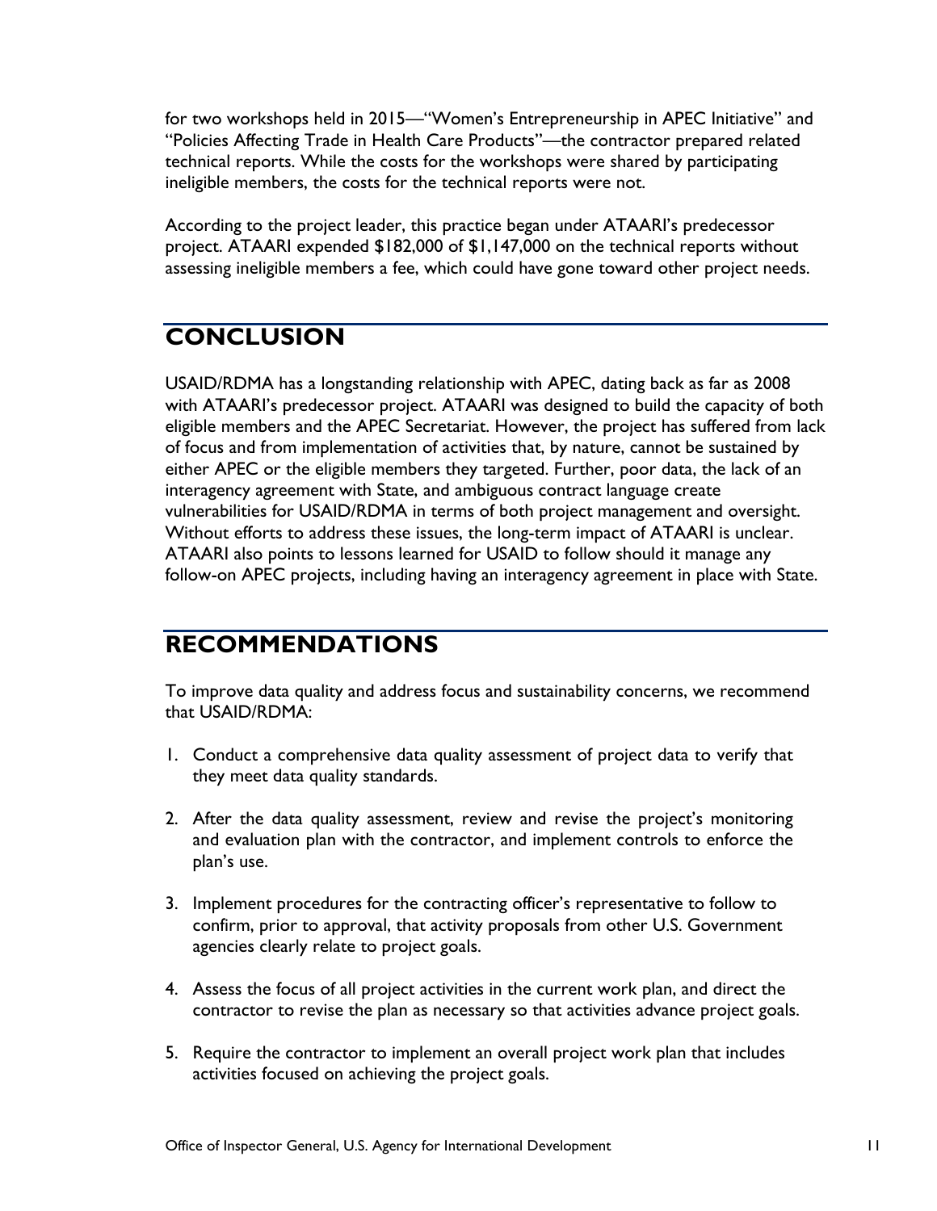for two workshops held in 2015—"Women's Entrepreneurship in APEC Initiative" and "Policies Affecting Trade in Health Care Products"—the contractor prepared related technical reports. While the costs for the workshops were shared by participating ineligible members, the costs for the technical reports were not.

According to the project leader, this practice began under ATAARI's predecessor project. ATAARI expended $182,000 of $1,147,000 on the technical reports without assessing ineligible members a fee, which could have gone toward other project needs.

## CONCLUSION

USAID/RDMA has a longstanding relationship with APEC, dating back as far as 2008 with ATAARI's predecessor project. ATAARI was designed to build the capacity of both eligible members and the APEC Secretariat. However, the project has suffered from lack of focus and from implementation of activities that, by nature, cannot be sustained by either APEC or the eligible members they targeted. Further, poor data, the lack of an interagency agreement with State, and ambiguous contract language create vulnerabilities for USAID/RDMA in terms of both project management and oversight. Without efforts to address these issues, the long-term impact of ATAARI is unclear. ATAARI also points to lessons learned for USAID to follow should it manage any follow-on APEC projects, including having an interagency agreement in place with State.

## RECOMMENDATIONS

To improve data quality and address focus and sustainability concerns, we recommend that USAID/RDMA:

1. Conduct a comprehensive data quality assessment of project data to verify that they meet data quality standards.
2. After the data quality assessment, review and revise the project's monitoring and evaluation plan with the contractor, and implement controls to enforce the plan's use.
3. Implement procedures for the contracting officer's representative to follow to confirm, prior to approval, that activity proposals from other U.S. Government agencies clearly relate to project goals.
4. Assess the focus of all project activities in the current work plan, and direct the contractor to revise the plan as necessary so that activities advance project goals.
5. Require the contractor to implement an overall project work plan that includes activities focused on achieving the project goals.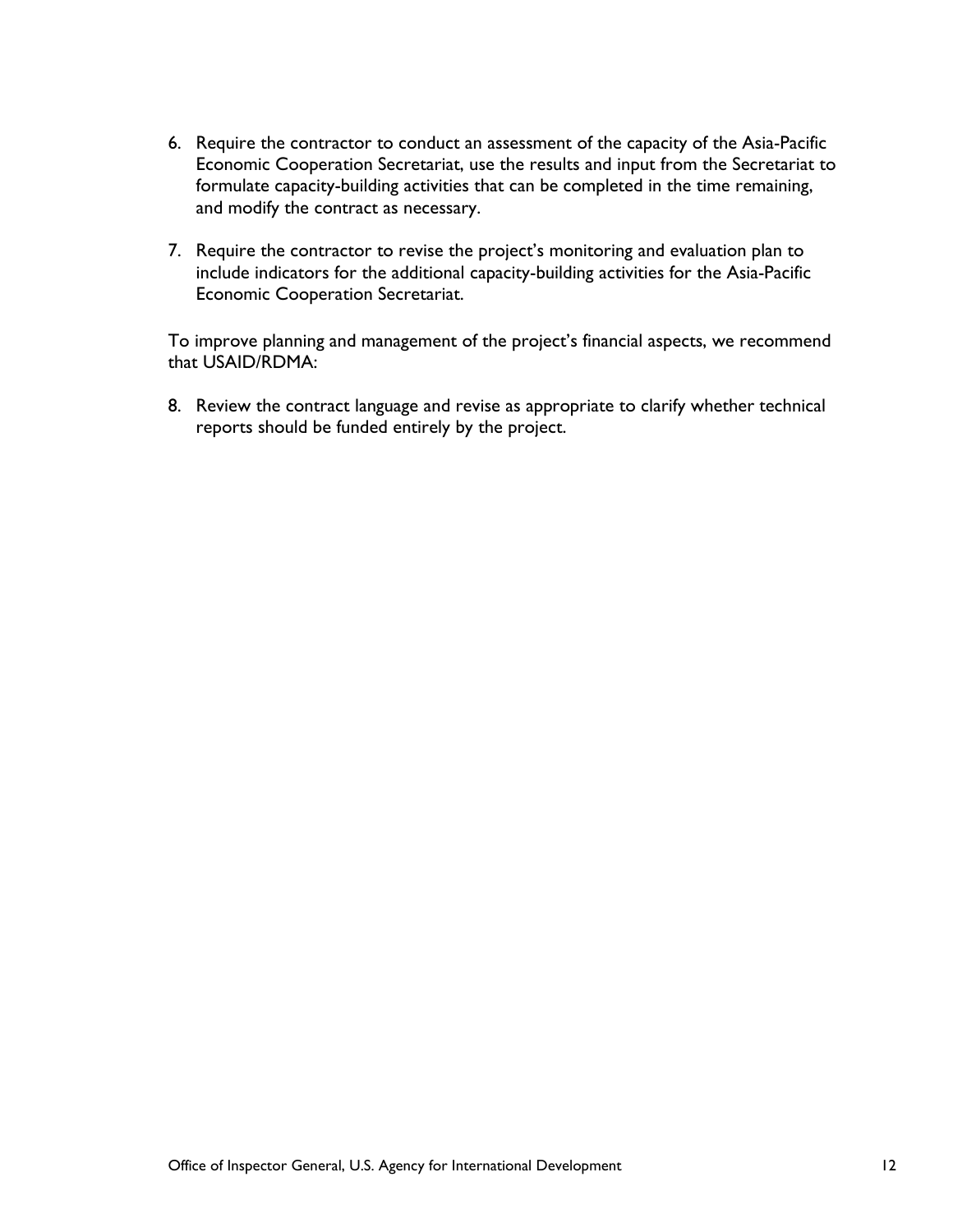6. Require the contractor to conduct an assessment of the capacity of the Asia-Pacific Economic Cooperation Secretariat, use the results and input from the Secretariat to formulate capacity-building activities that can be completed in the time remaining, and modify the contract as necessary.

7. Require the contractor to revise the project's monitoring and evaluation plan to include indicators for the additional capacity-building activities for the Asia-Pacific Economic Cooperation Secretariat.

To improve planning and management of the project's financial aspects, we recommend that USAID/RDMA:

8. Review the contract language and revise as appropriate to clarify whether technical reports should be funded entirely by the project.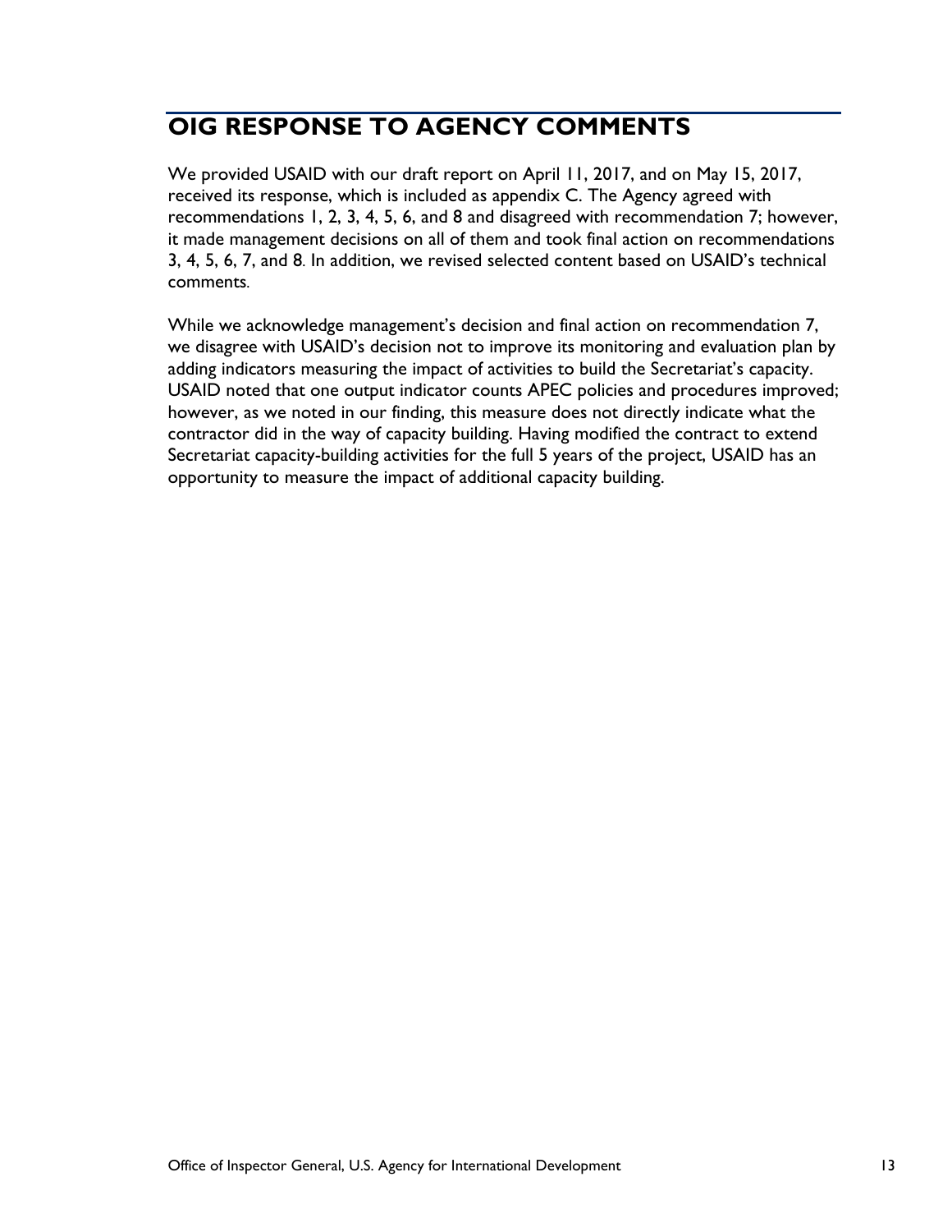# OIG RESPONSE TO AGENCY COMMENTS

We provided USAID with our draft report on April 11, 2017, and on May 15, 2017, received its response, which is included as appendix C. The Agency agreed with recommendations 1, 2, 3, 4, 5, 6, and 8 and disagreed with recommendation 7; however, it made management decisions on all of them and took final action on recommendations 3, 4, 5, 6, 7, and 8. In addition, we revised selected content based on USAID's technical comments.

While we acknowledge management's decision and final action on recommendation 7, we disagree with USAID's decision not to improve its monitoring and evaluation plan by adding indicators measuring the impact of activities to build the Secretariat's capacity. USAID noted that one output indicator counts APEC policies and procedures improved; however, as we noted in our finding, this measure does not directly indicate what the contractor did in the way of capacity building. Having modified the contract to extend Secretariat capacity-building activities for the full 5 years of the project, USAID has an opportunity to measure the impact of additional capacity building.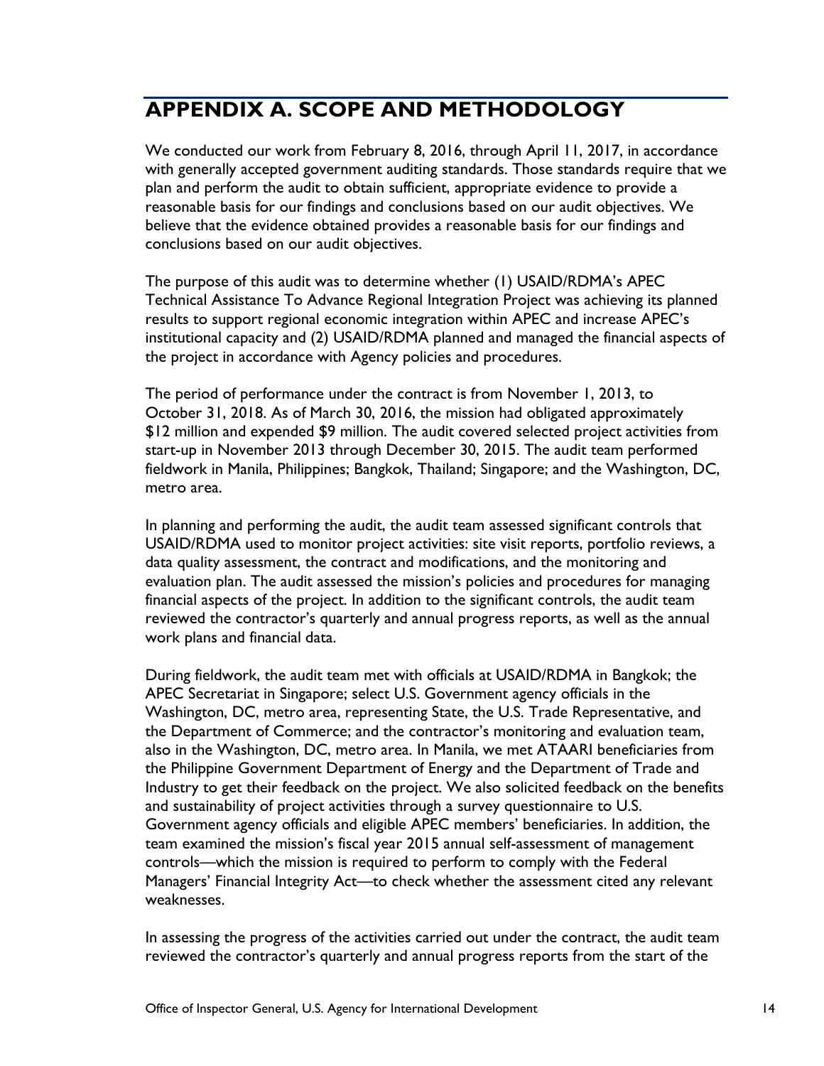# APPENDIX A. SCOPE AND METHODOLOGY

We conducted our work from February 8, 2016, through April 11, 2017, in accordance with generally accepted government auditing standards. Those standards require that we plan and perform the audit to obtain sufficient, appropriate evidence to provide a reasonable basis for our findings and conclusions based on our audit objectives. We believe that the evidence obtained provides a reasonable basis for our findings and conclusions based on our audit objectives.

The purpose of this audit was to determine whether (1) USAID/RDMA's APEC Technical Assistance To Advance Regional Integration Project was achieving its planned results to support regional economic integration within APEC and increase APEC's institutional capacity and (2) USAID/RDMA planned and managed the financial aspects of the project in accordance with Agency policies and procedures.

The period of performance under the contract is from November 1, 2013, to October 31, 2018. As of March 30, 2016, the mission had obligated approximately $12 million and expended $9 million. The audit covered selected project activities from start-up in November 2013 through December 30, 2015. The audit team performed fieldwork in Manila, Philippines; Bangkok, Thailand; Singapore; and the Washington, DC, metro area.

In planning and performing the audit, the audit team assessed significant controls that USAID/RDMA used to monitor project activities: site visit reports, portfolio reviews, a data quality assessment, the contract and modifications, and the monitoring and evaluation plan. The audit assessed the mission's policies and procedures for managing financial aspects of the project. In addition to the significant controls, the audit team reviewed the contractor's quarterly and annual progress reports, as well as the annual work plans and financial data.

During fieldwork, the audit team met with officials at USAID/RDMA in Bangkok; the APEC Secretariat in Singapore; select U.S. Government agency officials in the Washington, DC, metro area, representing State, the U.S. Trade Representative, and the Department of Commerce; and the contractor's monitoring and evaluation team, also in the Washington, DC, metro area. In Manila, we met ATAARI beneficiaries from the Philippine Government Department of Energy and the Department of Trade and Industry to get their feedback on the project. We also solicited feedback on the benefits and sustainability of project activities through a survey questionnaire to U.S. Government agency officials and eligible APEC members' beneficiaries. In addition, the team examined the mission's fiscal year 2015 annual self-assessment of management controls—which the mission is required to perform to comply with the Federal Managers' Financial Integrity Act—to check whether the assessment cited any relevant weaknesses.

In assessing the progress of the activities carried out under the contract, the audit team reviewed the contractor's quarterly and annual progress reports from the start of the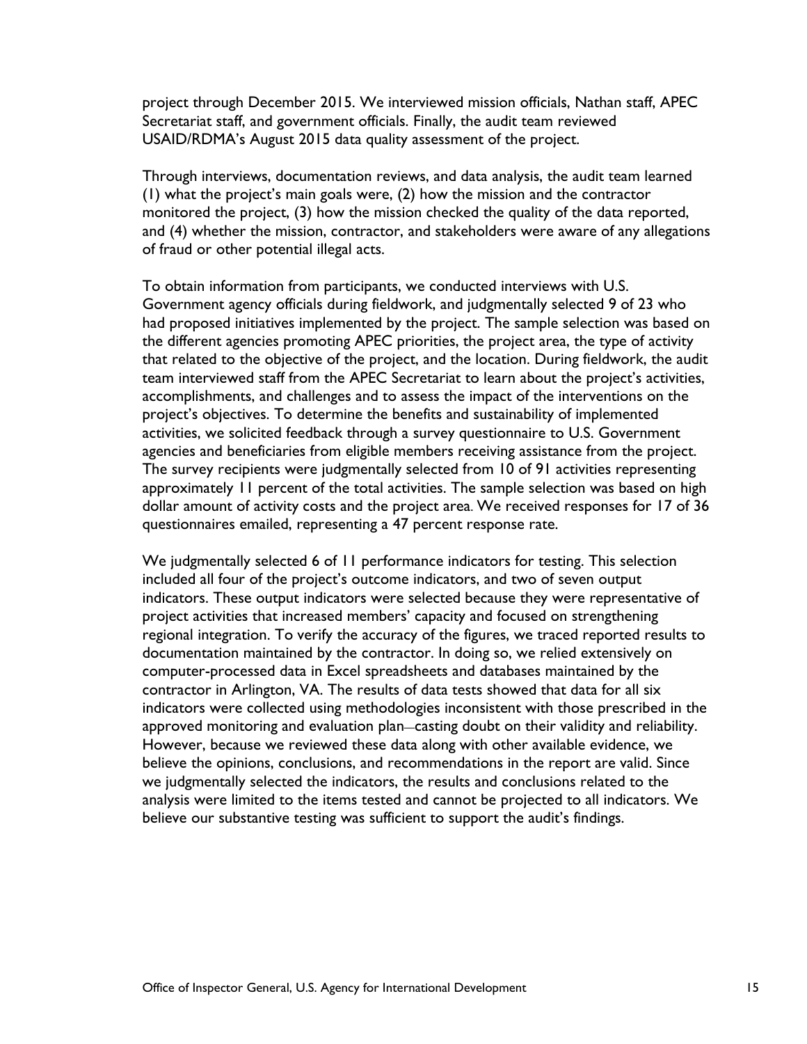project through December 2015. We interviewed mission officials, Nathan staff, APEC Secretariat staff, and government officials. Finally, the audit team reviewed USAID/RDMA's August 2015 data quality assessment of the project.

Through interviews, documentation reviews, and data analysis, the audit team learned (1) what the project's main goals were, (2) how the mission and the contractor monitored the project, (3) how the mission checked the quality of the data reported, and (4) whether the mission, contractor, and stakeholders were aware of any allegations of fraud or other potential illegal acts.

To obtain information from participants, we conducted interviews with U.S. Government agency officials during fieldwork, and judgmentally selected 9 of 23 who had proposed initiatives implemented by the project. The sample selection was based on the different agencies promoting APEC priorities, the project area, the type of activity that related to the objective of the project, and the location. During fieldwork, the audit team interviewed staff from the APEC Secretariat to learn about the project's activities, accomplishments, and challenges and to assess the impact of the interventions on the project's objectives. To determine the benefits and sustainability of implemented activities, we solicited feedback through a survey questionnaire to U.S. Government agencies and beneficiaries from eligible members receiving assistance from the project. The survey recipients were judgmentally selected from 10 of 91 activities representing approximately 11 percent of the total activities. The sample selection was based on high dollar amount of activity costs and the project area. We received responses for 17 of 36 questionnaires emailed, representing a 47 percent response rate.

We judgmentally selected 6 of 11 performance indicators for testing. This selection included all four of the project's outcome indicators, and two of seven output indicators. These output indicators were selected because they were representative of project activities that increased members' capacity and focused on strengthening regional integration. To verify the accuracy of the figures, we traced reported results to documentation maintained by the contractor. In doing so, we relied extensively on computer-processed data in Excel spreadsheets and databases maintained by the contractor in Arlington, VA. The results of data tests showed that data for all six indicators were collected using methodologies inconsistent with those prescribed in the approved monitoring and evaluation plan—casting doubt on their validity and reliability. However, because we reviewed these data along with other available evidence, we believe the opinions, conclusions, and recommendations in the report are valid. Since we judgmentally selected the indicators, the results and conclusions related to the analysis were limited to the items tested and cannot be projected to all indicators. We believe our substantive testing was sufficient to support the audit's findings.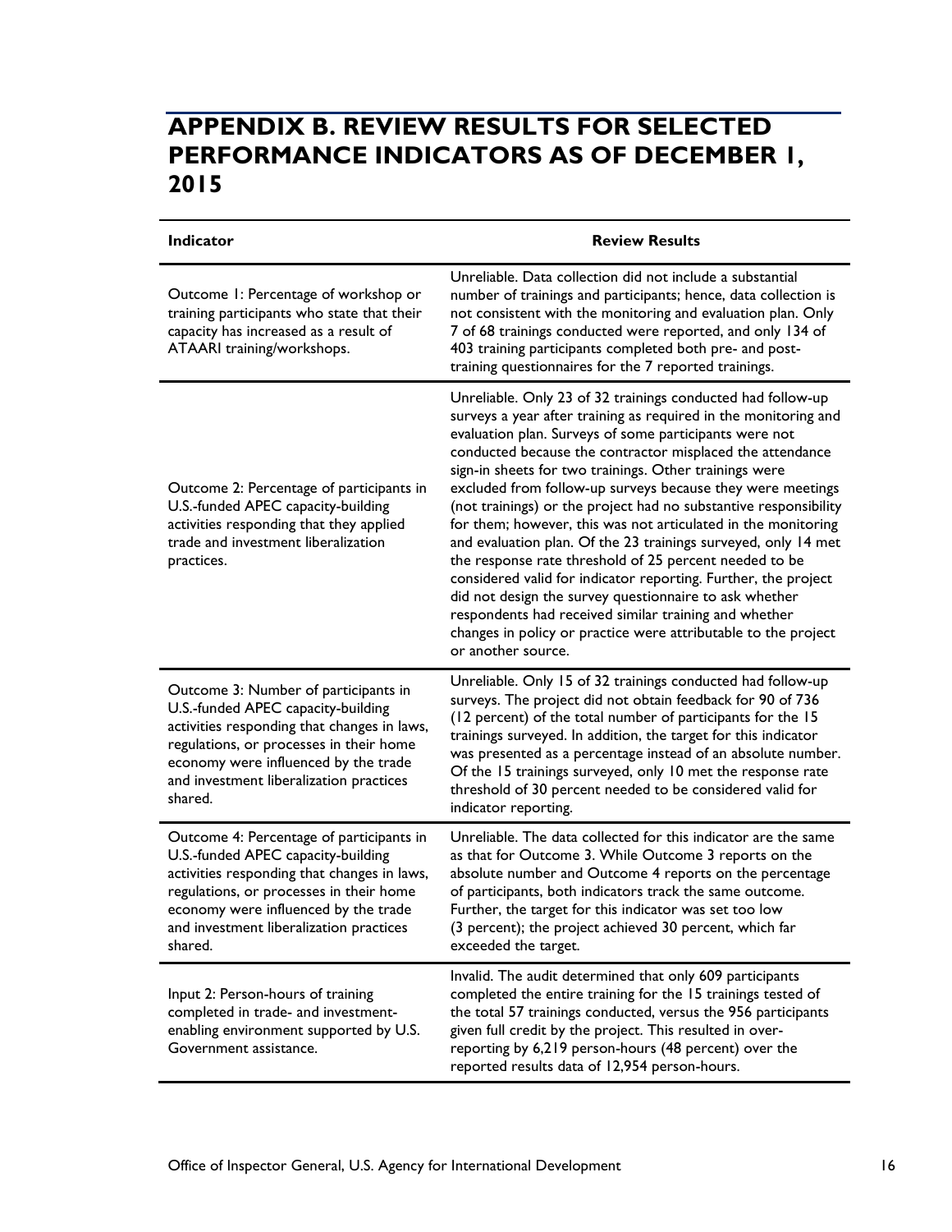# APPENDIX B. REVIEW RESULTS FOR SELECTED PERFORMANCE INDICATORS AS OF DECEMBER 1, 2015

| Indicator | Review Results |
|---|---|
| Outcome 1: Percentage of workshop or training participants who state that their capacity has increased as a result of ATAARI training/workshops. | Unreliable. Data collection did not include a substantial number of trainings and participants; hence, data collection is not consistent with the monitoring and evaluation plan. Only 7 of 68 trainings conducted were reported, and only 134 of 403 training participants completed both pre- and post-training questionnaires for the 7 reported trainings. |
| Outcome 2: Percentage of participants in U.S.-funded APEC capacity-building activities responding that they applied trade and investment liberalization practices. | Unreliable. Only 23 of 32 trainings conducted had follow-up surveys a year after training as required in the monitoring and evaluation plan. Surveys of some participants were not conducted because the contractor misplaced the attendance sign-in sheets for two trainings. Other trainings were excluded from follow-up surveys because they were meetings (not trainings) or the project had no substantive responsibility for them; however, this was not articulated in the monitoring and evaluation plan. Of the 23 trainings surveyed, only 14 met the response rate threshold of 25 percent needed to be considered valid for indicator reporting. Further, the project did not design the survey questionnaire to ask whether respondents had received similar training and whether changes in policy or practice were attributable to the project or another source. |
| Outcome 3: Number of participants in U.S.-funded APEC capacity-building activities responding that changes in laws, regulations, or processes in their home economy were influenced by the trade and investment liberalization practices shared. | Unreliable. Only 15 of 32 trainings conducted had follow-up surveys. The project did not obtain feedback for 90 of 736 (12 percent) of the total number of participants for the 15 trainings surveyed. In addition, the target for this indicator was presented as a percentage instead of an absolute number. Of the 15 trainings surveyed, only 10 met the response rate threshold of 30 percent needed to be considered valid for indicator reporting. |
| Outcome 4: Percentage of participants in U.S.-funded APEC capacity-building activities responding that changes in laws, regulations, or processes in their home economy were influenced by the trade and investment liberalization practices shared. | Unreliable. The data collected for this indicator are the same as that for Outcome 3. While Outcome 3 reports on the absolute number and Outcome 4 reports on the percentage of participants, both indicators track the same outcome. Further, the target for this indicator was set too low (3 percent); the project achieved 30 percent, which far exceeded the target. |
| Input 2: Person-hours of training completed in trade- and investment-enabling environment supported by U.S. Government assistance. | Invalid. The audit determined that only 609 participants completed the entire training for the 15 trainings tested of the total 57 trainings conducted, versus the 956 participants given full credit by the project. This resulted in over-reporting by 6,219 person-hours (48 percent) over the reported results data of 12,954 person-hours. |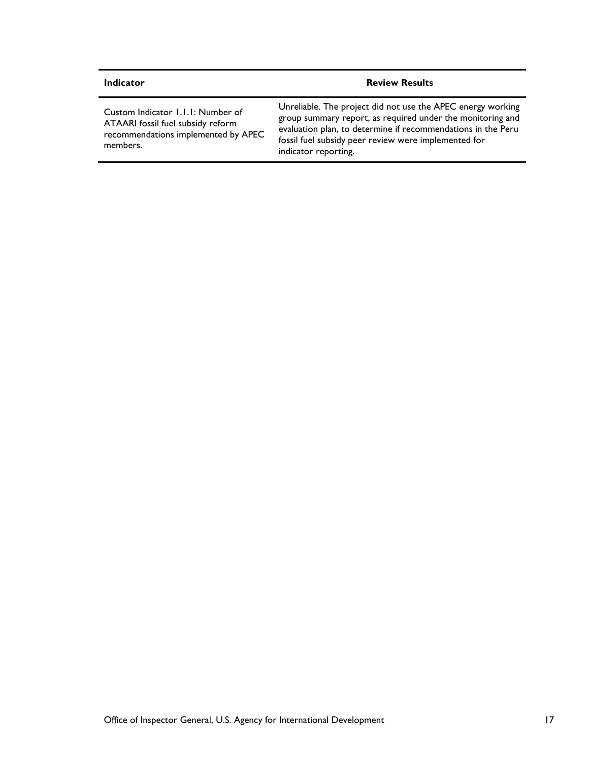| Indicator | Review Results |
| --- | --- |
| Custom Indicator 1.1.1: Number of ATAARI fossil fuel subsidy reform recommendations implemented by APEC members. | Unreliable. The project did not use the APEC energy working group summary report, as required under the monitoring and evaluation plan, to determine if recommendations in the Peru fossil fuel subsidy peer review were implemented for indicator reporting. |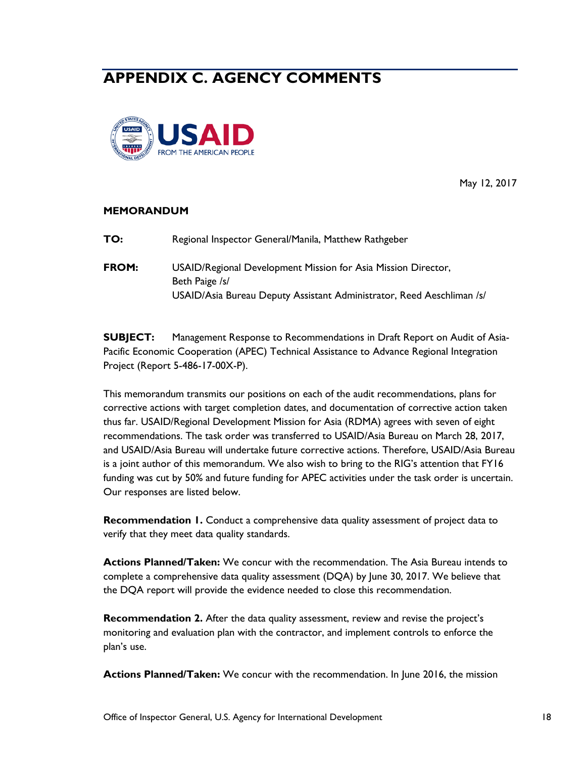# APPENDIX C. AGENCY COMMENTS

USAID
FROM THE AMERICAN PEOPLE

May 12, 2017

**MEMORANDUM**

**TO:** Regional Inspector General/Manila, Matthew Rathgeber

**FROM:** USAID/Regional Development Mission for Asia Mission Director, Beth Paige /s/
USAID/Asia Bureau Deputy Assistant Administrator, Reed Aeschliman /s/

**SUBJECT:** Management Response to Recommendations in Draft Report on Audit of Asia-Pacific Economic Cooperation (APEC) Technical Assistance to Advance Regional Integration Project (Report 5-486-17-00X-P).

This memorandum transmits our positions on each of the audit recommendations, plans for corrective actions with target completion dates, and documentation of corrective action taken thus far. USAID/Regional Development Mission for Asia (RDMA) agrees with seven of eight recommendations. The task order was transferred to USAID/Asia Bureau on March 28, 2017, and USAID/Asia Bureau will undertake future corrective actions. Therefore, USAID/Asia Bureau is a joint author of this memorandum. We also wish to bring to the RIG's attention that FY16 funding was cut by 50% and future funding for APEC activities under the task order is uncertain. Our responses are listed below.

**Recommendation 1.** Conduct a comprehensive data quality assessment of project data to verify that they meet data quality standards.

**Actions Planned/Taken:** We concur with the recommendation. The Asia Bureau intends to complete a comprehensive data quality assessment (DQA) by June 30, 2017. We believe that the DQA report will provide the evidence needed to close this recommendation.

**Recommendation 2.** After the data quality assessment, review and revise the project's monitoring and evaluation plan with the contractor, and implement controls to enforce the plan's use.

**Actions Planned/Taken:** We concur with the recommendation. In June 2016, the mission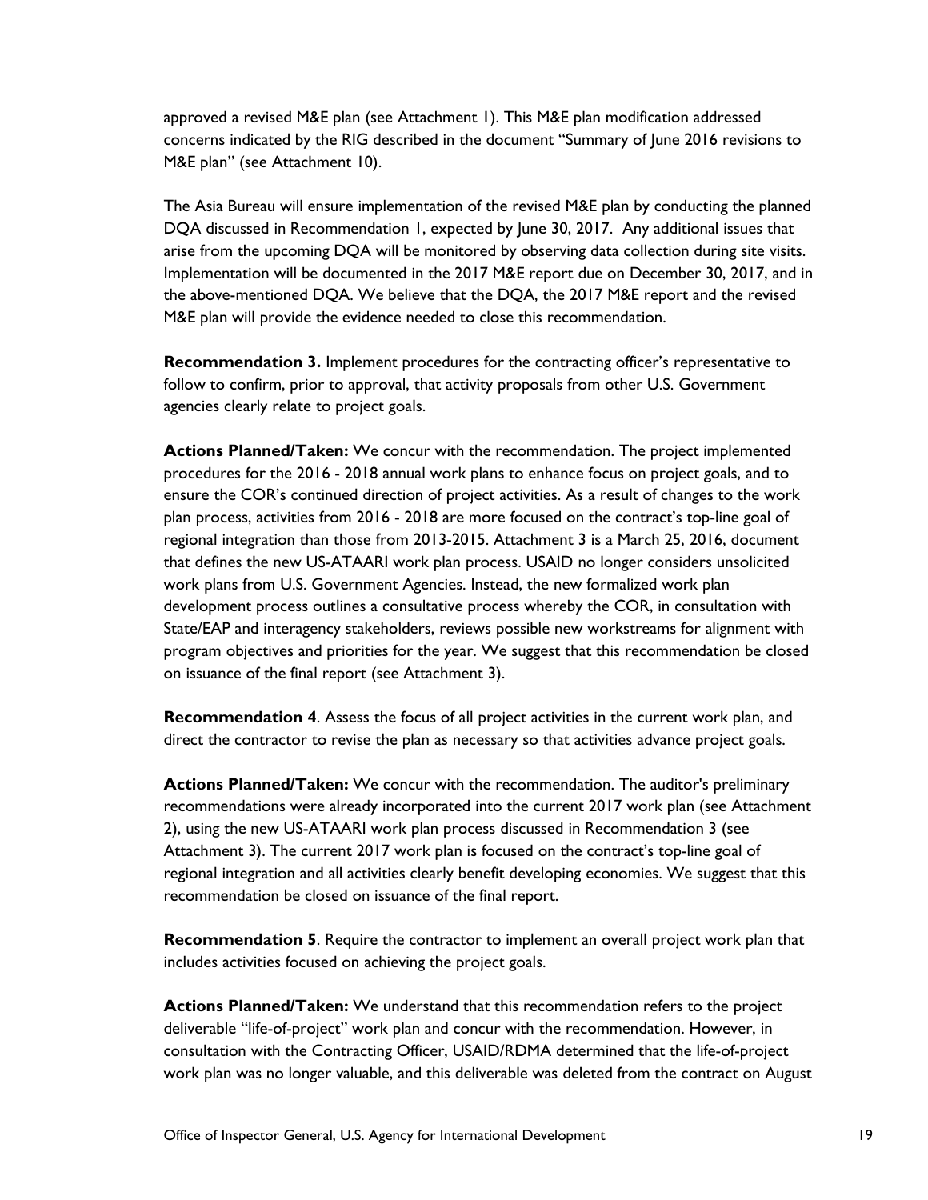approved a revised M&E plan (see Attachment 1). This M&E plan modification addressed concerns indicated by the RIG described in the document "Summary of June 2016 revisions to M&E plan" (see Attachment 10).

The Asia Bureau will ensure implementation of the revised M&E plan by conducting the planned DQA discussed in Recommendation 1, expected by June 30, 2017. Any additional issues that arise from the upcoming DQA will be monitored by observing data collection during site visits. Implementation will be documented in the 2017 M&E report due on December 30, 2017, and in the above-mentioned DQA. We believe that the DQA, the 2017 M&E report and the revised M&E plan will provide the evidence needed to close this recommendation.

**Recommendation 3.** Implement procedures for the contracting officer's representative to follow to confirm, prior to approval, that activity proposals from other U.S. Government agencies clearly relate to project goals.

**Actions Planned/Taken:** We concur with the recommendation. The project implemented procedures for the 2016 - 2018 annual work plans to enhance focus on project goals, and to ensure the COR's continued direction of project activities. As a result of changes to the work plan process, activities from 2016 - 2018 are more focused on the contract's top-line goal of regional integration than those from 2013-2015. Attachment 3 is a March 25, 2016, document that defines the new US-ATAARI work plan process. USAID no longer considers unsolicited work plans from U.S. Government Agencies. Instead, the new formalized work plan development process outlines a consultative process whereby the COR, in consultation with State/EAP and interagency stakeholders, reviews possible new workstreams for alignment with program objectives and priorities for the year. We suggest that this recommendation be closed on issuance of the final report (see Attachment 3).

**Recommendation 4**. Assess the focus of all project activities in the current work plan, and direct the contractor to revise the plan as necessary so that activities advance project goals.

**Actions Planned/Taken:** We concur with the recommendation. The auditor's preliminary recommendations were already incorporated into the current 2017 work plan (see Attachment 2), using the new US-ATAARI work plan process discussed in Recommendation 3 (see Attachment 3). The current 2017 work plan is focused on the contract's top-line goal of regional integration and all activities clearly benefit developing economies. We suggest that this recommendation be closed on issuance of the final report.

**Recommendation 5**. Require the contractor to implement an overall project work plan that includes activities focused on achieving the project goals.

**Actions Planned/Taken:** We understand that this recommendation refers to the project deliverable "life-of-project" work plan and concur with the recommendation. However, in consultation with the Contracting Officer, USAID/RDMA determined that the life-of-project work plan was no longer valuable, and this deliverable was deleted from the contract on August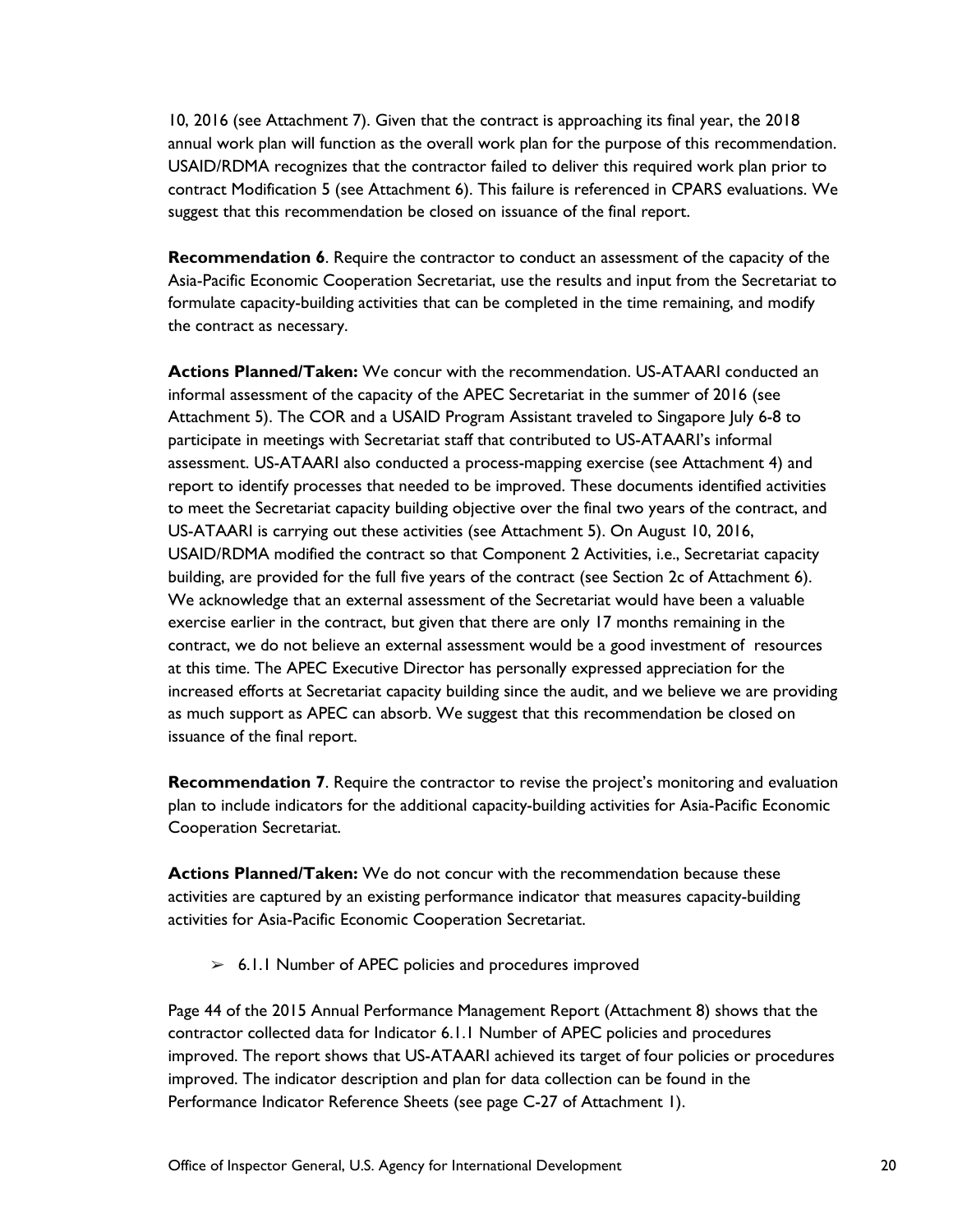10, 2016 (see Attachment 7). Given that the contract is approaching its final year, the 2018 annual work plan will function as the overall work plan for the purpose of this recommendation. USAID/RDMA recognizes that the contractor failed to deliver this required work plan prior to contract Modification 5 (see Attachment 6). This failure is referenced in CPARS evaluations. We suggest that this recommendation be closed on issuance of the final report.

**Recommendation 6**. Require the contractor to conduct an assessment of the capacity of the Asia-Pacific Economic Cooperation Secretariat, use the results and input from the Secretariat to formulate capacity-building activities that can be completed in the time remaining, and modify the contract as necessary.

**Actions Planned/Taken:** We concur with the recommendation. US-ATAARI conducted an informal assessment of the capacity of the APEC Secretariat in the summer of 2016 (see Attachment 5). The COR and a USAID Program Assistant traveled to Singapore July 6-8 to participate in meetings with Secretariat staff that contributed to US-ATAARI's informal assessment. US-ATAARI also conducted a process-mapping exercise (see Attachment 4) and report to identify processes that needed to be improved. These documents identified activities to meet the Secretariat capacity building objective over the final two years of the contract, and US-ATAARI is carrying out these activities (see Attachment 5). On August 10, 2016, USAID/RDMA modified the contract so that Component 2 Activities, i.e., Secretariat capacity building, are provided for the full five years of the contract (see Section 2c of Attachment 6). We acknowledge that an external assessment of the Secretariat would have been a valuable exercise earlier in the contract, but given that there are only 17 months remaining in the contract, we do not believe an external assessment would be a good investment of resources at this time. The APEC Executive Director has personally expressed appreciation for the increased efforts at Secretariat capacity building since the audit, and we believe we are providing as much support as APEC can absorb. We suggest that this recommendation be closed on issuance of the final report.

**Recommendation 7**. Require the contractor to revise the project's monitoring and evaluation plan to include indicators for the additional capacity-building activities for Asia-Pacific Economic Cooperation Secretariat.

**Actions Planned/Taken:** We do not concur with the recommendation because these activities are captured by an existing performance indicator that measures capacity-building activities for Asia-Pacific Economic Cooperation Secretariat.

- 6.1.1 Number of APEC policies and procedures improved

Page 44 of the 2015 Annual Performance Management Report (Attachment 8) shows that the contractor collected data for Indicator 6.1.1 Number of APEC policies and procedures improved. The report shows that US-ATAARI achieved its target of four policies or procedures improved. The indicator description and plan for data collection can be found in the Performance Indicator Reference Sheets (see page C-27 of Attachment 1).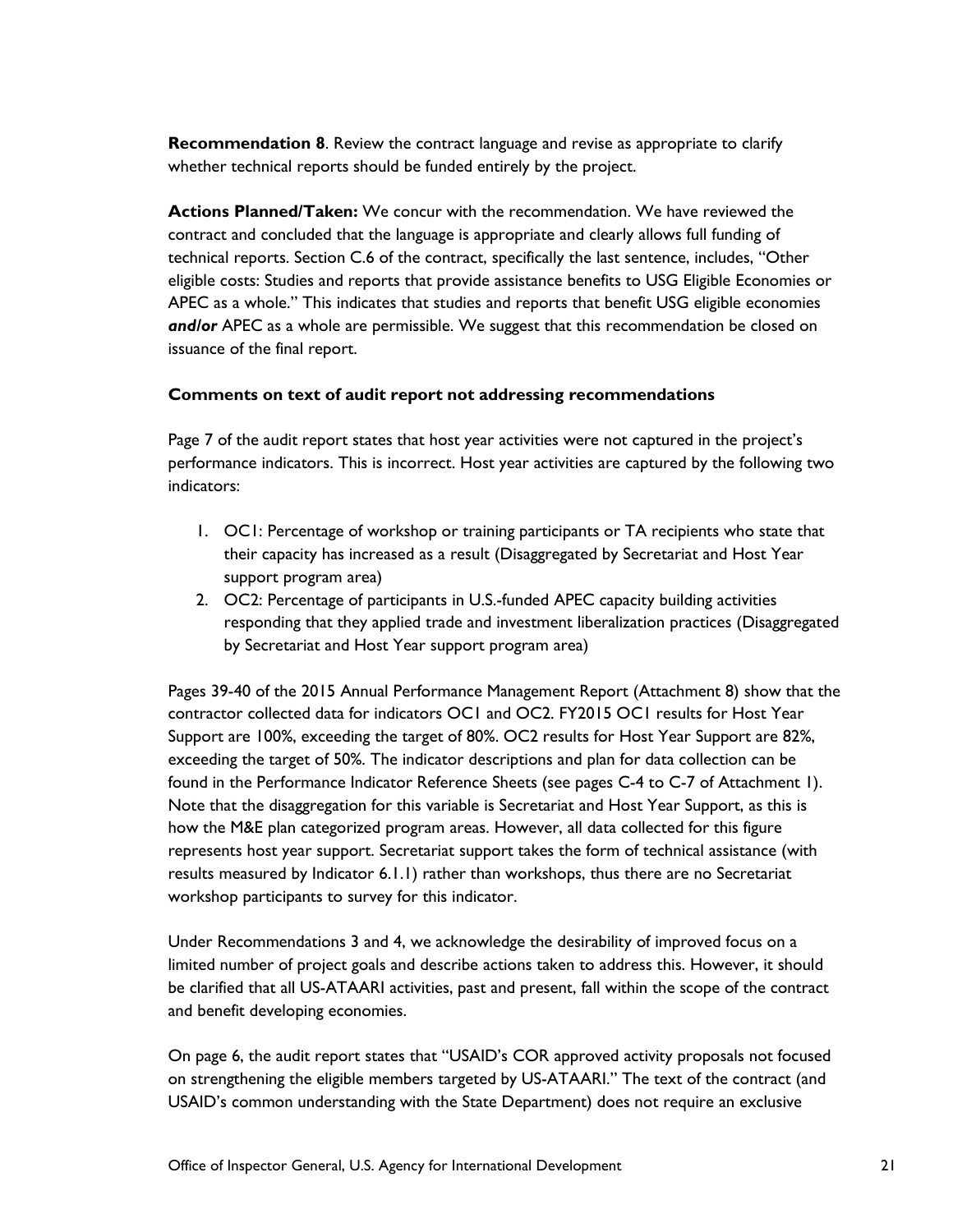**Recommendation 8**. Review the contract language and revise as appropriate to clarify whether technical reports should be funded entirely by the project.

**Actions Planned/Taken:** We concur with the recommendation. We have reviewed the contract and concluded that the language is appropriate and clearly allows full funding of technical reports. Section C.6 of the contract, specifically the last sentence, includes, "Other eligible costs: Studies and reports that provide assistance benefits to USG Eligible Economies or APEC as a whole." This indicates that studies and reports that benefit USG eligible economies ***and/or*** APEC as a whole are permissible. We suggest that this recommendation be closed on issuance of the final report.

**Comments on text of audit report not addressing recommendations**

Page 7 of the audit report states that host year activities were not captured in the project's performance indicators. This is incorrect. Host year activities are captured by the following two indicators:

1. OC1: Percentage of workshop or training participants or TA recipients who state that their capacity has increased as a result (Disaggregated by Secretariat and Host Year support program area)
2. OC2: Percentage of participants in U.S.-funded APEC capacity building activities responding that they applied trade and investment liberalization practices (Disaggregated by Secretariat and Host Year support program area)

Pages 39-40 of the 2015 Annual Performance Management Report (Attachment 8) show that the contractor collected data for indicators OC1 and OC2. FY2015 OC1 results for Host Year Support are 100%, exceeding the target of 80%. OC2 results for Host Year Support are 82%, exceeding the target of 50%. The indicator descriptions and plan for data collection can be found in the Performance Indicator Reference Sheets (see pages C-4 to C-7 of Attachment 1). Note that the disaggregation for this variable is Secretariat and Host Year Support, as this is how the M&E plan categorized program areas. However, all data collected for this figure represents host year support. Secretariat support takes the form of technical assistance (with results measured by Indicator 6.1.1) rather than workshops, thus there are no Secretariat workshop participants to survey for this indicator.

Under Recommendations 3 and 4, we acknowledge the desirability of improved focus on a limited number of project goals and describe actions taken to address this. However, it should be clarified that all US-ATAARI activities, past and present, fall within the scope of the contract and benefit developing economies.

On page 6, the audit report states that "USAID's COR approved activity proposals not focused on strengthening the eligible members targeted by US-ATAARI." The text of the contract (and USAID's common understanding with the State Department) does not require an exclusive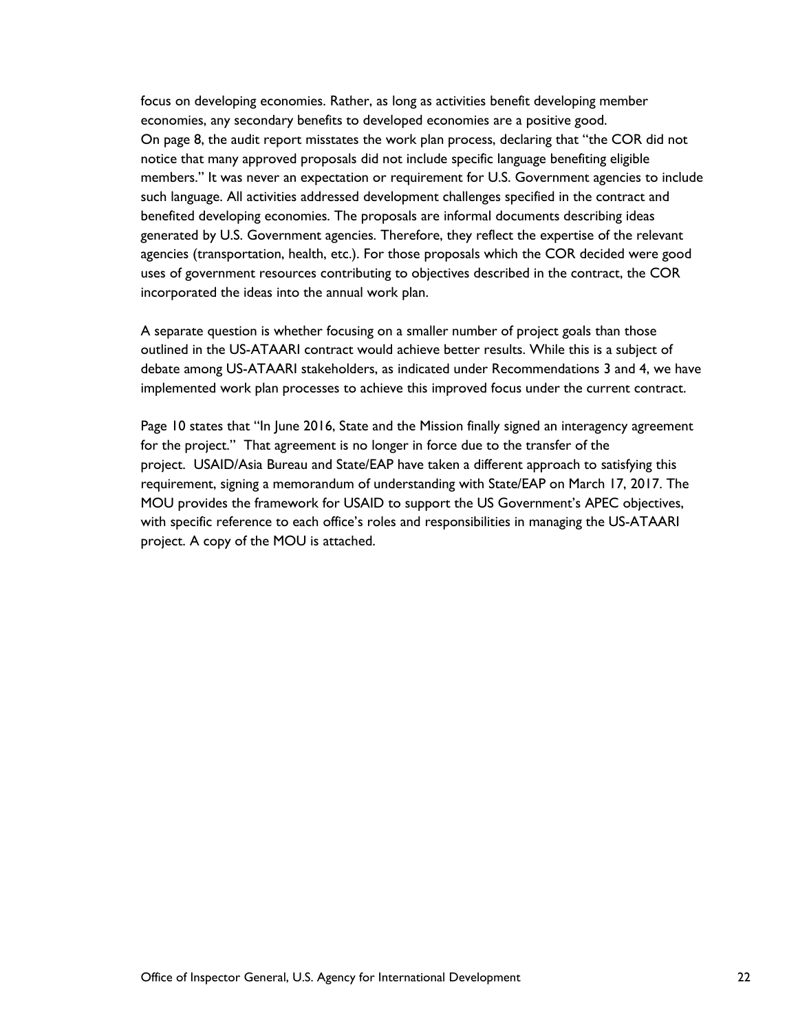focus on developing economies. Rather, as long as activities benefit developing member economies, any secondary benefits to developed economies are a positive good.

On page 8, the audit report misstates the work plan process, declaring that "the COR did not notice that many approved proposals did not include specific language benefiting eligible members." It was never an expectation or requirement for U.S. Government agencies to include such language. All activities addressed development challenges specified in the contract and benefited developing economies. The proposals are informal documents describing ideas generated by U.S. Government agencies. Therefore, they reflect the expertise of the relevant agencies (transportation, health, etc.). For those proposals which the COR decided were good uses of government resources contributing to objectives described in the contract, the COR incorporated the ideas into the annual work plan.

A separate question is whether focusing on a smaller number of project goals than those outlined in the US-ATAARI contract would achieve better results. While this is a subject of debate among US-ATAARI stakeholders, as indicated under Recommendations 3 and 4, we have implemented work plan processes to achieve this improved focus under the current contract.

Page 10 states that "In June 2016, State and the Mission finally signed an interagency agreement for the project." That agreement is no longer in force due to the transfer of the project. USAID/Asia Bureau and State/EAP have taken a different approach to satisfying this requirement, signing a memorandum of understanding with State/EAP on March 17, 2017. The MOU provides the framework for USAID to support the US Government's APEC objectives, with specific reference to each office's roles and responsibilities in managing the US-ATAARI project. A copy of the MOU is attached.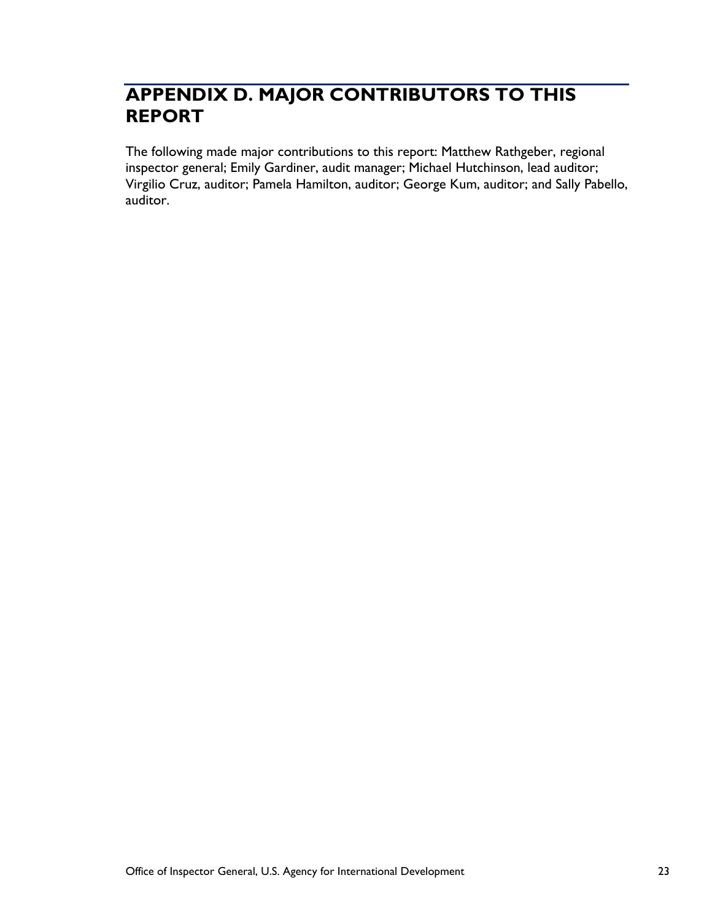# APPENDIX D. MAJOR CONTRIBUTORS TO THIS REPORT

The following made major contributions to this report: Matthew Rathgeber, regional inspector general; Emily Gardiner, audit manager; Michael Hutchinson, lead auditor; Virgilio Cruz, auditor; Pamela Hamilton, auditor; George Kum, auditor; and Sally Pabello, auditor.